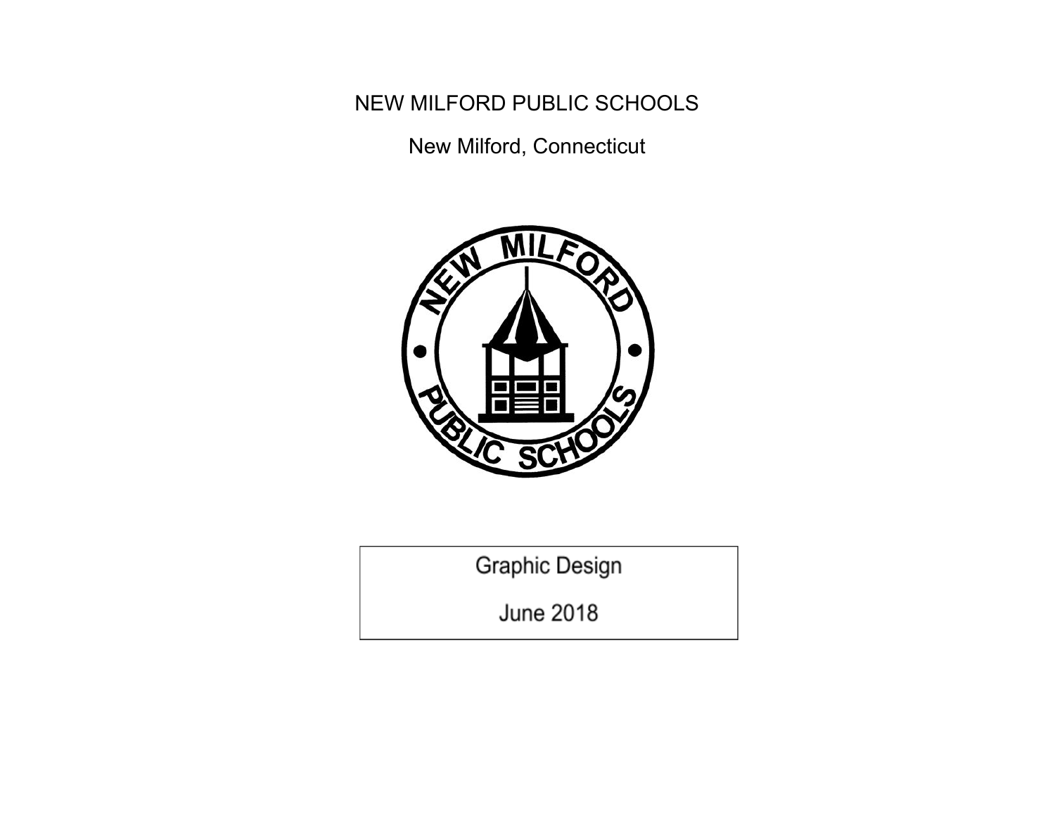NEW MILFORD PUBLIC SCHOOLS

New Milford, Connecticut

Graphic Design

June 2018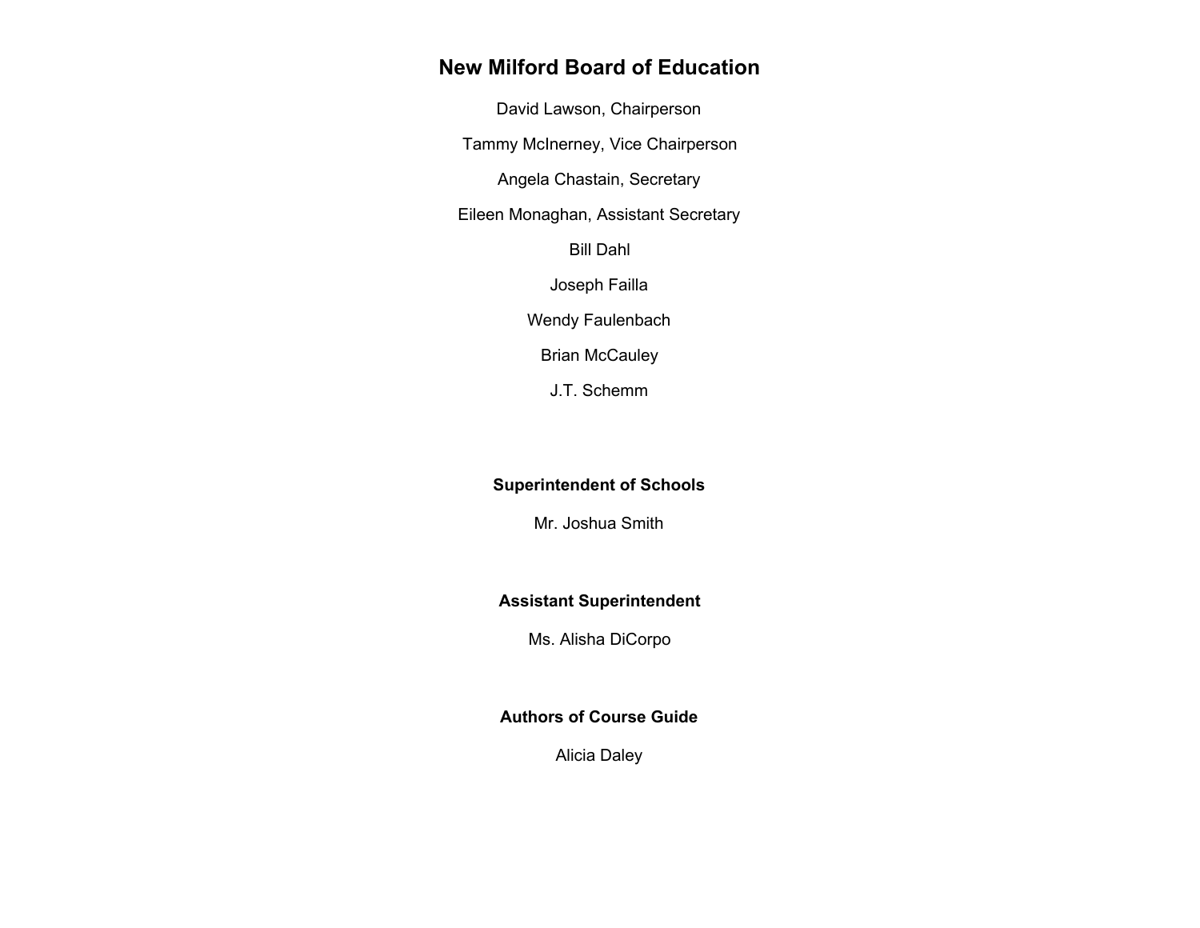# New Milford Board of Education

David Lawson, Chairperson

Tammy McInerney, Vice Chairperson

Angela Chastain, Secretary

Eileen Monaghan, Assistant Secretary

Bill Dahl

Joseph Failla

Wendy Faulenbach

Brian McCauley

J.T. Schemm

**Superintendent of Schools**

Mr. Joshua Smith

**Assistant Superintendent**

Ms. Alisha DiCorpo

**Authors of Course Guide**

Alicia Daley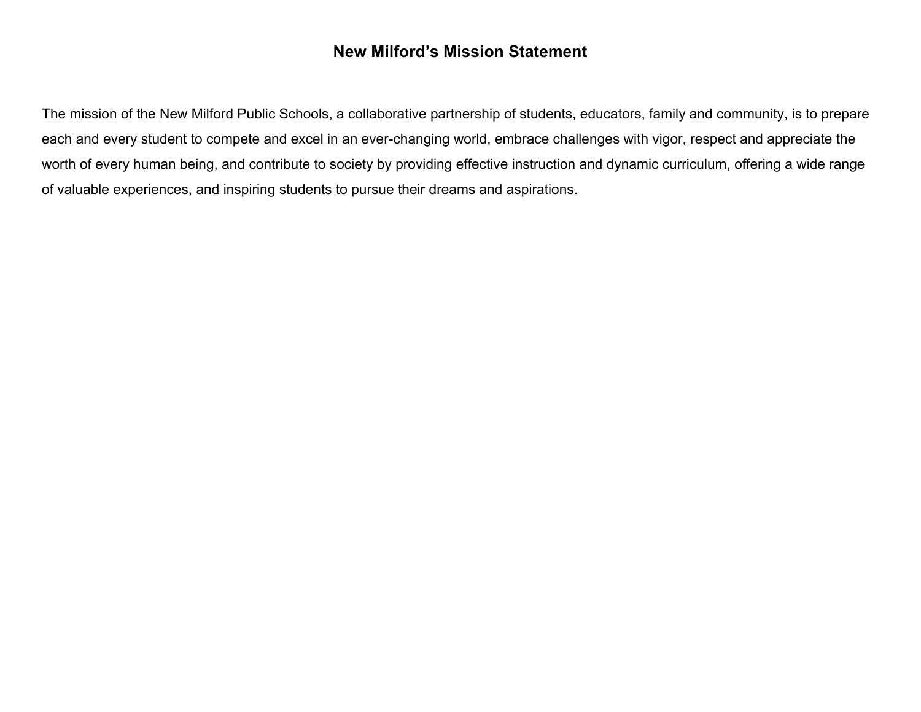# New Milford's Mission Statement

The mission of the New Milford Public Schools, a collaborative partnership of students, educators, family and community, is to prepare each and every student to compete and excel in an ever-changing world, embrace challenges with vigor, respect and appreciate the worth of every human being, and contribute to society by providing effective instruction and dynamic curriculum, offering a wide range of valuable experiences, and inspiring students to pursue their dreams and aspirations.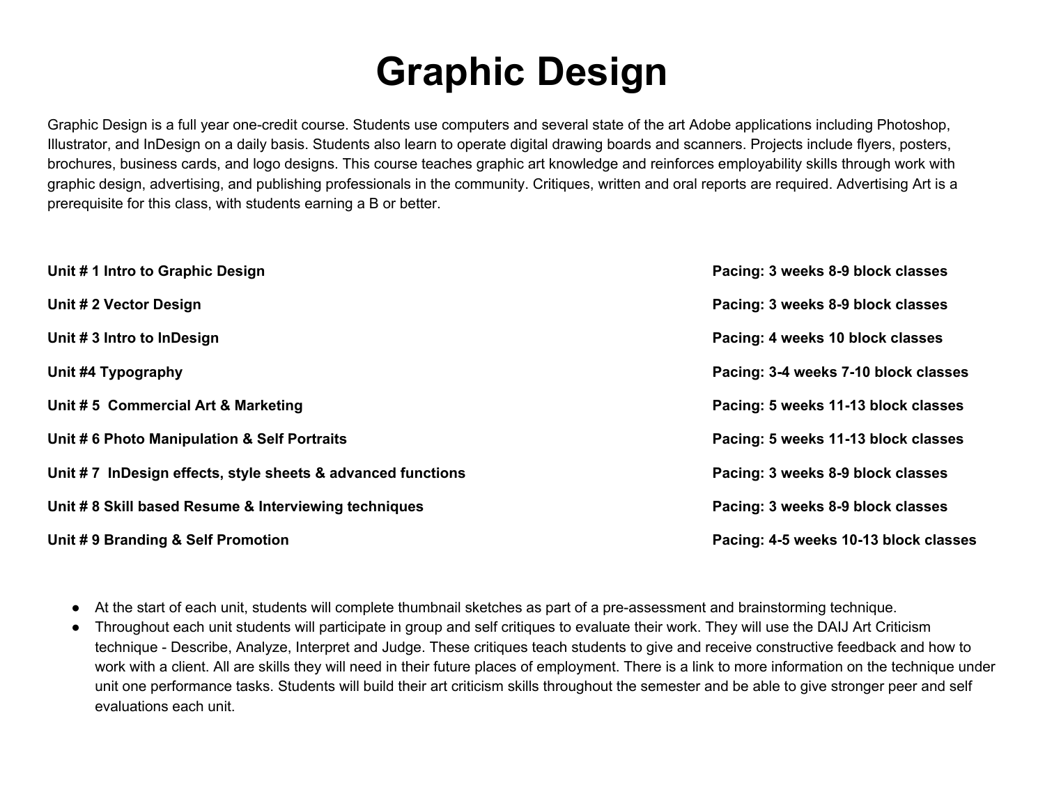# Graphic Design

Graphic Design is a full year one-credit course. Students use computers and several state of the art Adobe applications including Photoshop, Illustrator, and InDesign on a daily basis. Students also learn to operate digital drawing boards and scanners. Projects include flyers, posters, brochures, business cards, and logo designs. This course teaches graphic art knowledge and reinforces employability skills through work with graphic design, advertising, and publishing professionals in the community. Critiques, written and oral reports are required. Advertising Art is a prerequisite for this class, with students earning a B or better.

| | |
|---|---|
| **Unit # 1 Intro to Graphic Design** | **Pacing: 3 weeks 8-9 block classes** |
| **Unit # 2 Vector Design** | **Pacing: 3 weeks 8-9 block classes** |
| **Unit # 3 Intro to InDesign** | **Pacing: 4 weeks 10 block classes** |
| **Unit #4 Typography** | **Pacing: 3-4 weeks 7-10 block classes** |
| **Unit # 5 Commercial Art & Marketing** | **Pacing: 5 weeks 11-13 block classes** |
| **Unit # 6 Photo Manipulation & Self Portraits** | **Pacing: 5 weeks 11-13 block classes** |
| **Unit # 7 InDesign effects, style sheets & advanced functions** | **Pacing: 3 weeks 8-9 block classes** |
| **Unit # 8 Skill based Resume & Interviewing techniques** | **Pacing: 3 weeks 8-9 block classes** |
| **Unit # 9 Branding & Self Promotion** | **Pacing: 4-5 weeks 10-13 block classes** |

- At the start of each unit, students will complete thumbnail sketches as part of a pre-assessment and brainstorming technique.
- Throughout each unit students will participate in group and self critiques to evaluate their work. They will use the DAIJ Art Criticism technique - Describe, Analyze, Interpret and Judge. These critiques teach students to give and receive constructive feedback and how to work with a client. All are skills they will need in their future places of employment. There is a link to more information on the technique under unit one performance tasks. Students will build their art criticism skills throughout the semester and be able to give stronger peer and self evaluations each unit.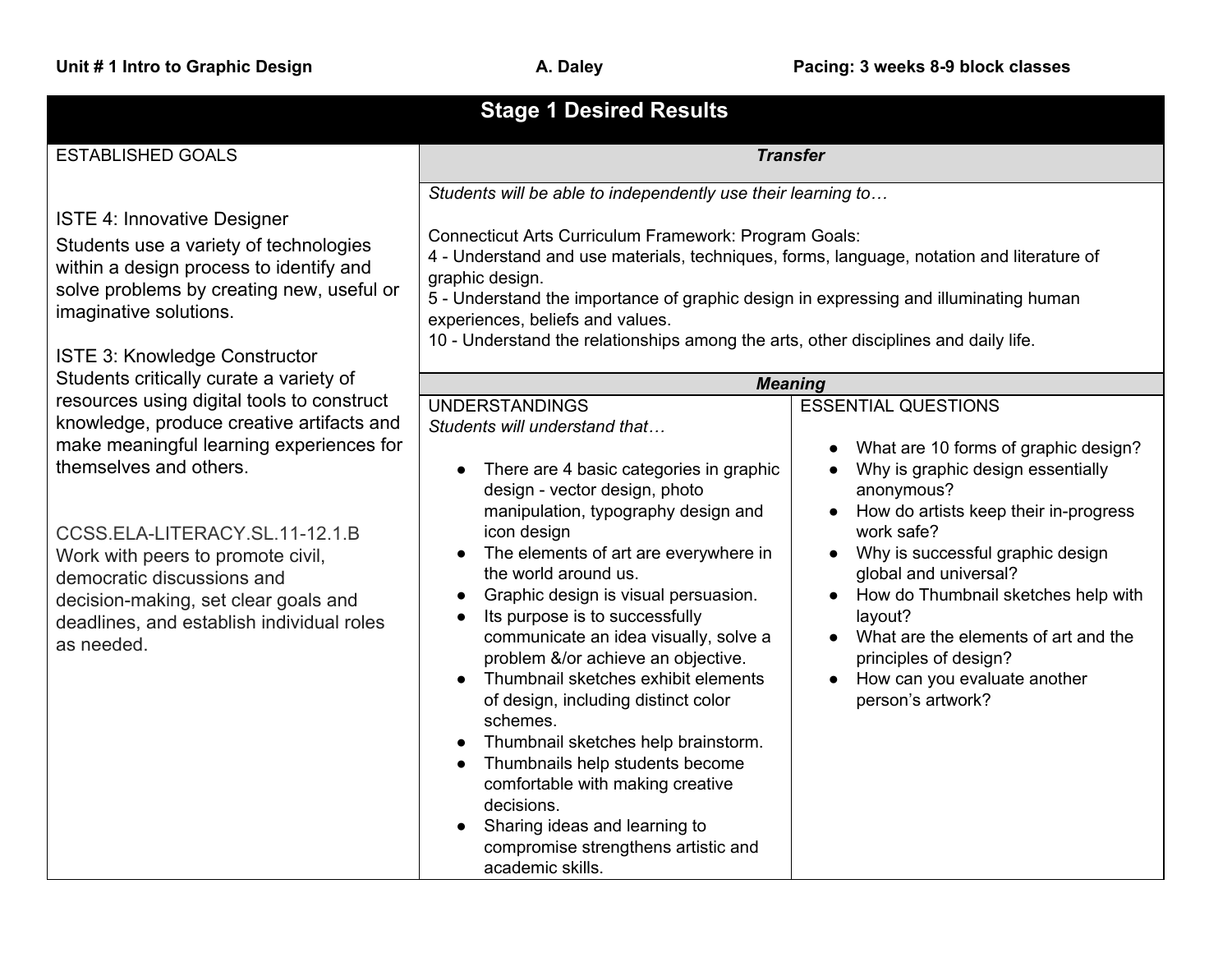**Unit # 1 Intro to Graphic Design** **A. Daley** **Pacing: 3 weeks 8-9 block classes**

## Stage 1 Desired Results

ESTABLISHED GOALS

ISTE 4: Innovative Designer
Students use a variety of technologies within a design process to identify and solve problems by creating new, useful or imaginative solutions.

ISTE 3: Knowledge Constructor
Students critically curate a variety of resources using digital tools to construct knowledge, produce creative artifacts and make meaningful learning experiences for themselves and others.

CCSS.ELA-LITERACY.SL.11-12.1.B
Work with peers to promote civil, democratic discussions and decision-making, set clear goals and deadlines, and establish individual roles as needed.

***Transfer***

*Students will be able to independently use their learning to…*

Connecticut Arts Curriculum Framework: Program Goals:
4 - Understand and use materials, techniques, forms, language, notation and literature of graphic design.
5 - Understand the importance of graphic design in expressing and illuminating human experiences, beliefs and values.
10 - Understand the relationships among the arts, other disciplines and daily life.

***Meaning***

UNDERSTANDINGS
*Students will understand that…*

- There are 4 basic categories in graphic design - vector design, photo manipulation, typography design and icon design
- The elements of art are everywhere in the world around us.
- Graphic design is visual persuasion.
- Its purpose is to successfully communicate an idea visually, solve a problem &/or achieve an objective.
- Thumbnail sketches exhibit elements of design, including distinct color schemes.
- Thumbnail sketches help brainstorm.
- Thumbnails help students become comfortable with making creative decisions.
- Sharing ideas and learning to compromise strengthens artistic and academic skills.

ESSENTIAL QUESTIONS

- What are 10 forms of graphic design?
- Why is graphic design essentially anonymous?
- How do artists keep their in-progress work safe?
- Why is successful graphic design global and universal?
- How do Thumbnail sketches help with layout?
- What are the elements of art and the principles of design?
- How can you evaluate another person's artwork?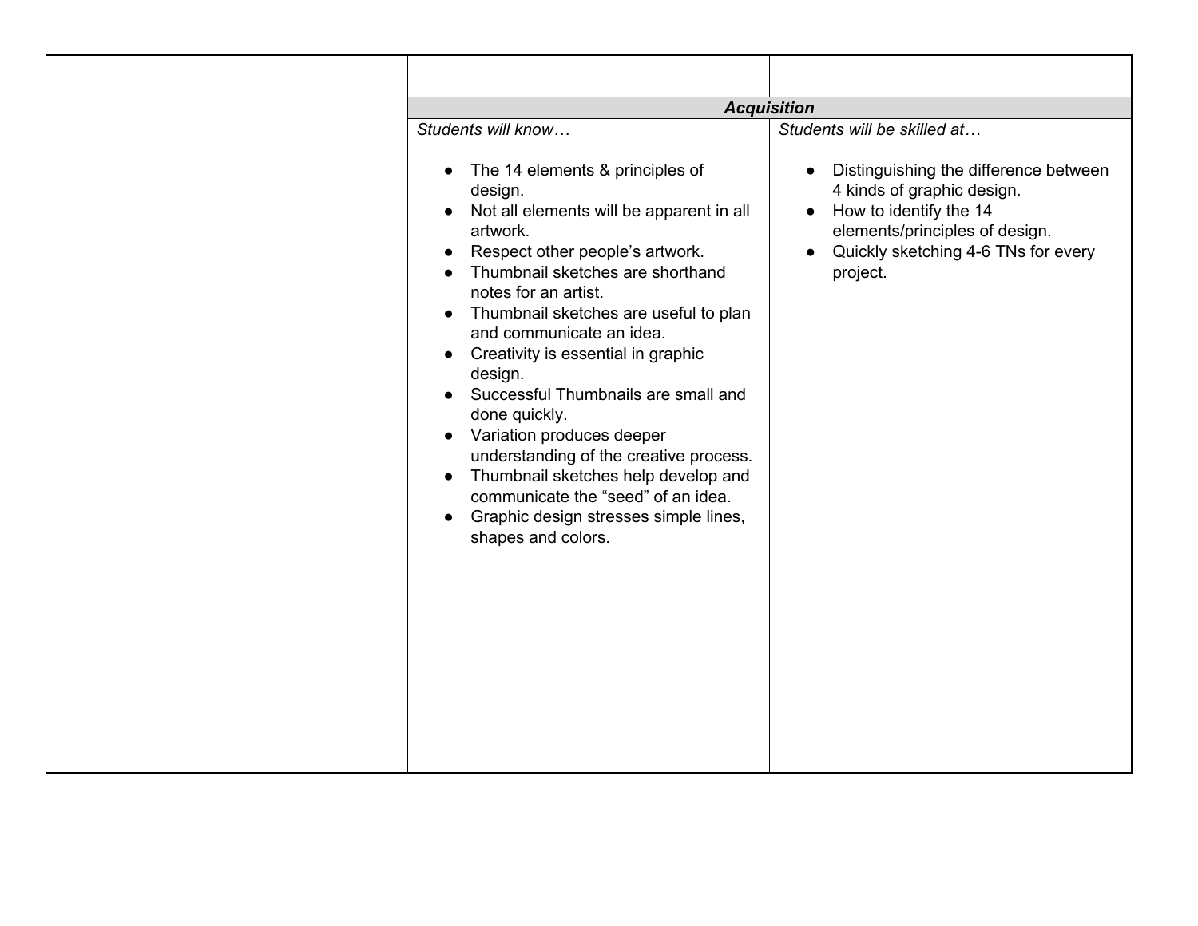| | | |
|---|---|---|
| | | |
| | ***Acquisition*** | |
| | *Students will know…*<br><br>• The 14 elements & principles of design.<br>• Not all elements will be apparent in all artwork.<br>• Respect other people's artwork.<br>• Thumbnail sketches are shorthand notes for an artist.<br>• Thumbnail sketches are useful to plan and communicate an idea.<br>• Creativity is essential in graphic design.<br>• Successful Thumbnails are small and done quickly.<br>• Variation produces deeper understanding of the creative process.<br>• Thumbnail sketches help develop and communicate the "seed" of an idea.<br>• Graphic design stresses simple lines, shapes and colors. | *Students will be skilled at…*<br><br>• Distinguishing the difference between 4 kinds of graphic design.<br>• How to identify the 14 elements/principles of design.<br>• Quickly sketching 4-6 TNs for every project. |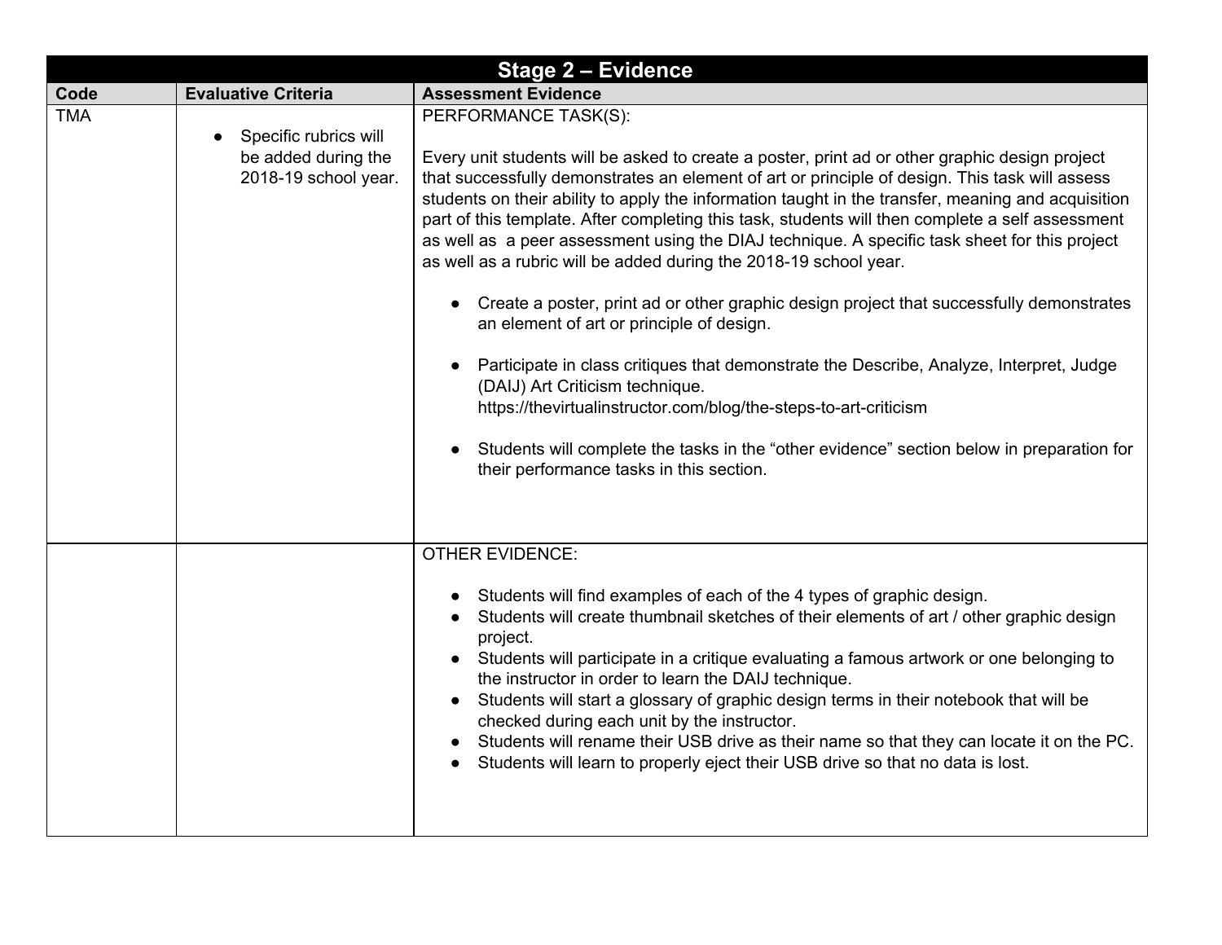| Stage 2 – Evidence | | |
|---|---|---|
| **Code** | **Evaluative Criteria** | **Assessment Evidence** |
| TMA | • Specific rubrics will be added during the 2018-19 school year. | PERFORMANCE TASK(S):<br><br>Every unit students will be asked to create a poster, print ad or other graphic design project that successfully demonstrates an element of art or principle of design. This task will assess students on their ability to apply the information taught in the transfer, meaning and acquisition part of this template. After completing this task, students will then complete a self assessment as well as a peer assessment using the DIAJ technique. A specific task sheet for this project as well as a rubric will be added during the 2018-19 school year.<br><br>• Create a poster, print ad or other graphic design project that successfully demonstrates an element of art or principle of design.<br><br>• Participate in class critiques that demonstrate the Describe, Analyze, Interpret, Judge (DAIJ) Art Criticism technique. https://thevirtualinstructor.com/blog/the-steps-to-art-criticism<br><br>• Students will complete the tasks in the "other evidence" section below in preparation for their performance tasks in this section. |
| | | OTHER EVIDENCE:<br><br>• Students will find examples of each of the 4 types of graphic design.<br>• Students will create thumbnail sketches of their elements of art / other graphic design project.<br>• Students will participate in a critique evaluating a famous artwork or one belonging to the instructor in order to learn the DAIJ technique.<br>• Students will start a glossary of graphic design terms in their notebook that will be checked during each unit by the instructor.<br>• Students will rename their USB drive as their name so that they can locate it on the PC.<br>• Students will learn to properly eject their USB drive so that no data is lost. |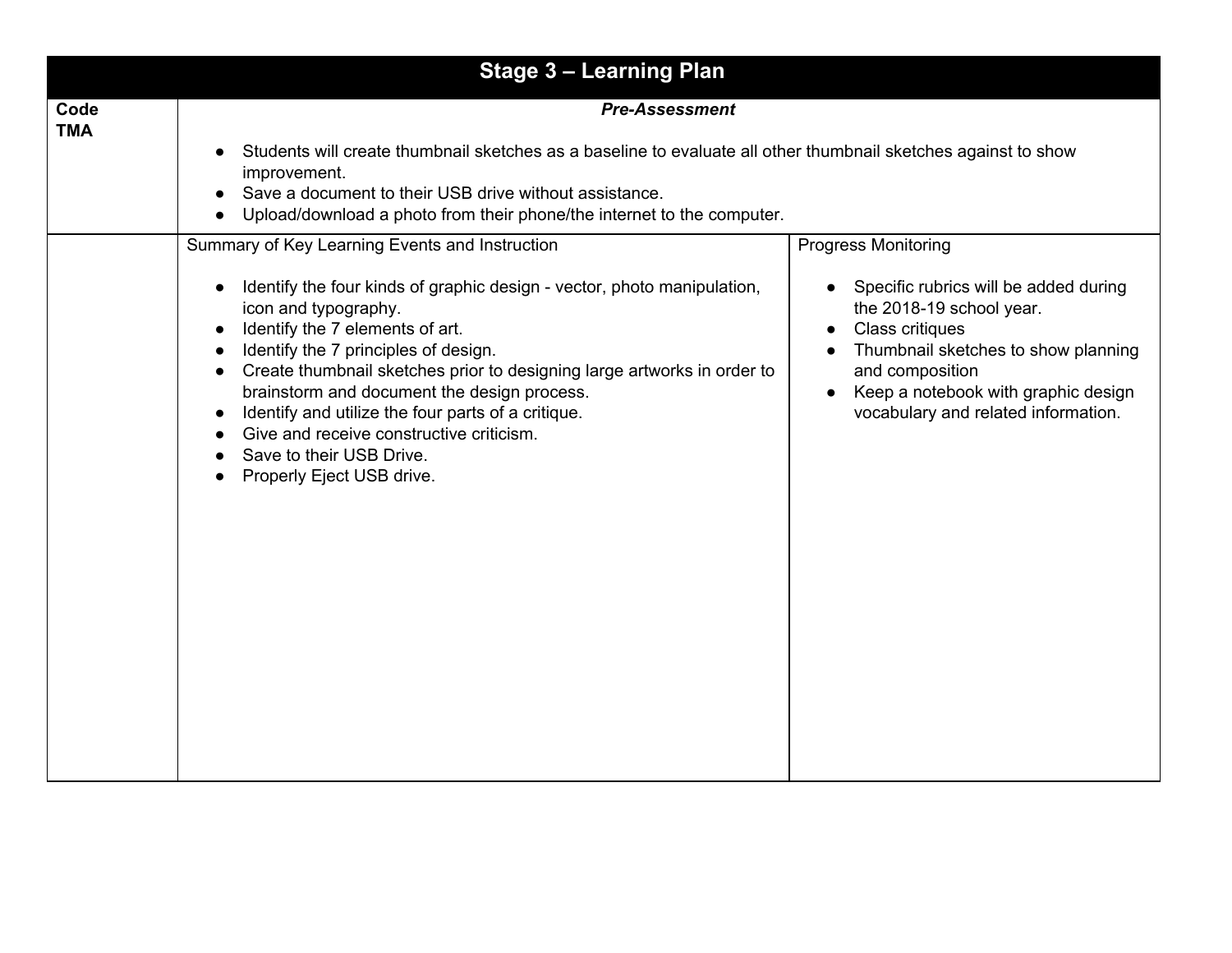| Stage 3 – Learning Plan | | |
|---|---|---|
| **Code**<br>**TMA** | ***Pre-Assessment***<br>• Students will create thumbnail sketches as a baseline to evaluate all other thumbnail sketches against to show improvement.<br>• Save a document to their USB drive without assistance.<br>• Upload/download a photo from their phone/the internet to the computer. | |
| | Summary of Key Learning Events and Instruction<br>• Identify the four kinds of graphic design - vector, photo manipulation, icon and typography.<br>• Identify the 7 elements of art.<br>• Identify the 7 principles of design.<br>• Create thumbnail sketches prior to designing large artworks in order to brainstorm and document the design process.<br>• Identify and utilize the four parts of a critique.<br>• Give and receive constructive criticism.<br>• Save to their USB Drive.<br>• Properly Eject USB drive. | Progress Monitoring<br>• Specific rubrics will be added during the 2018-19 school year.<br>• Class critiques<br>• Thumbnail sketches to show planning and composition<br>• Keep a notebook with graphic design vocabulary and related information. |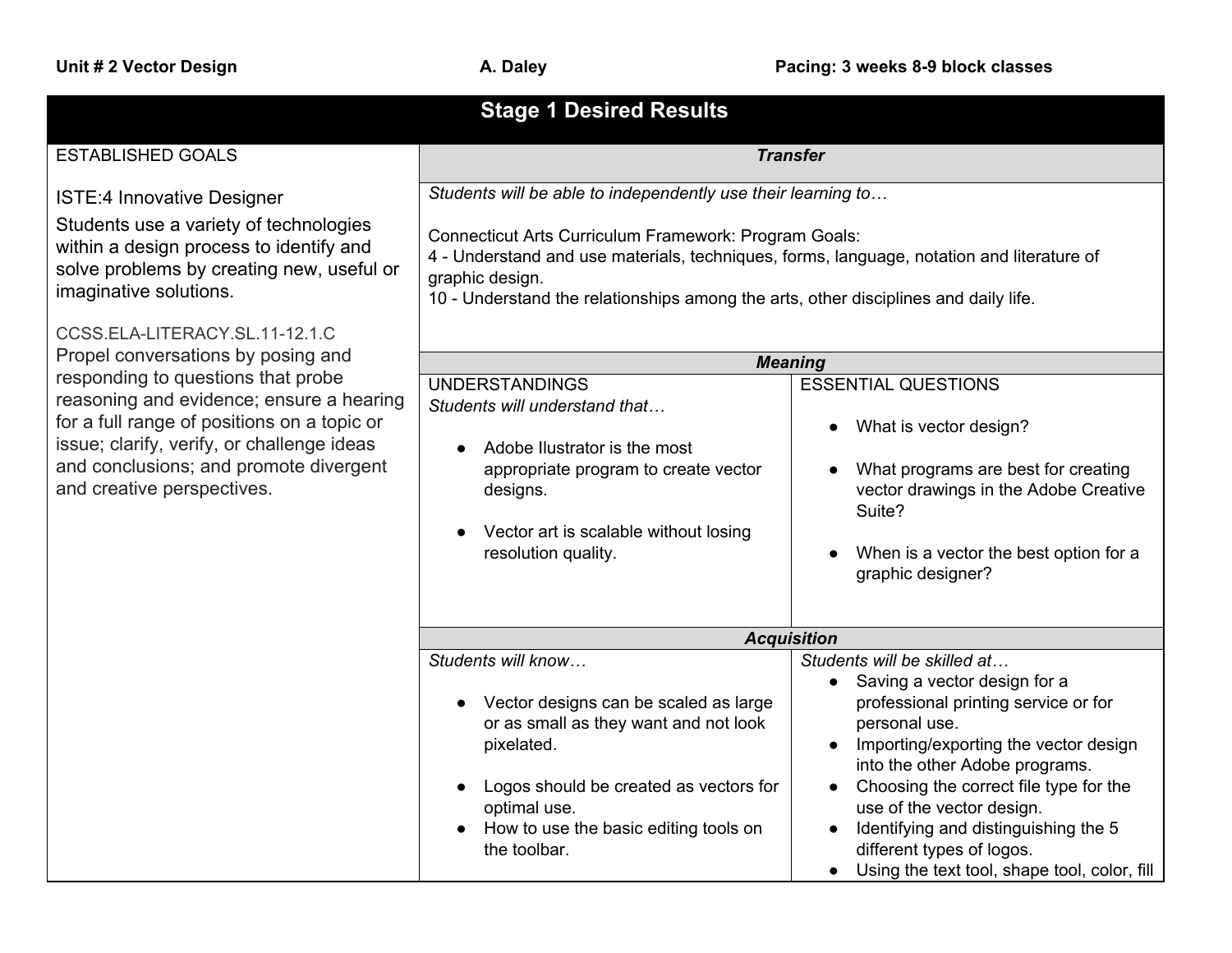**Unit # 2 Vector Design** **A. Daley** **Pacing: 3 weeks 8-9 block classes**

## Stage 1 Desired Results

| ESTABLISHED GOALS | *Transfer* | |
|---|---|---|
| ISTE:4 Innovative Designer<br>Students use a variety of technologies within a design process to identify and solve problems by creating new, useful or imaginative solutions.<br><br>CCSS.ELA-LITERACY.SL.11-12.1.C<br>Propel conversations by posing and responding to questions that probe reasoning and evidence; ensure a hearing for a full range of positions on a topic or issue; clarify, verify, or challenge ideas and conclusions; and promote divergent and creative perspectives. | *Students will be able to independently use their learning to…*<br><br>Connecticut Arts Curriculum Framework: Program Goals:<br>4 - Understand and use materials, techniques, forms, language, notation and literature of graphic design.<br>10 - Understand the relationships among the arts, other disciplines and daily life. | |
| | ***Meaning*** | |
| | UNDERSTANDINGS<br>*Students will understand that…*<br><br>● Adobe Ilustrator is the most appropriate program to create vector designs.<br><br>● Vector art is scalable without losing resolution quality. | ESSENTIAL QUESTIONS<br><br>● What is vector design?<br><br>● What programs are best for creating vector drawings in the Adobe Creative Suite?<br><br>● When is a vector the best option for a graphic designer? |
| | ***Acquisition*** | |
| | *Students will know…*<br><br>● Vector designs can be scaled as large or as small as they want and not look pixelated.<br><br>● Logos should be created as vectors for optimal use.<br>● How to use the basic editing tools on the toolbar. | *Students will be skilled at…*<br>● Saving a vector design for a professional printing service or for personal use.<br>● Importing/exporting the vector design into the other Adobe programs.<br>● Choosing the correct file type for the use of the vector design.<br>● Identifying and distinguishing the 5 different types of logos.<br>● Using the text tool, shape tool, color, fill |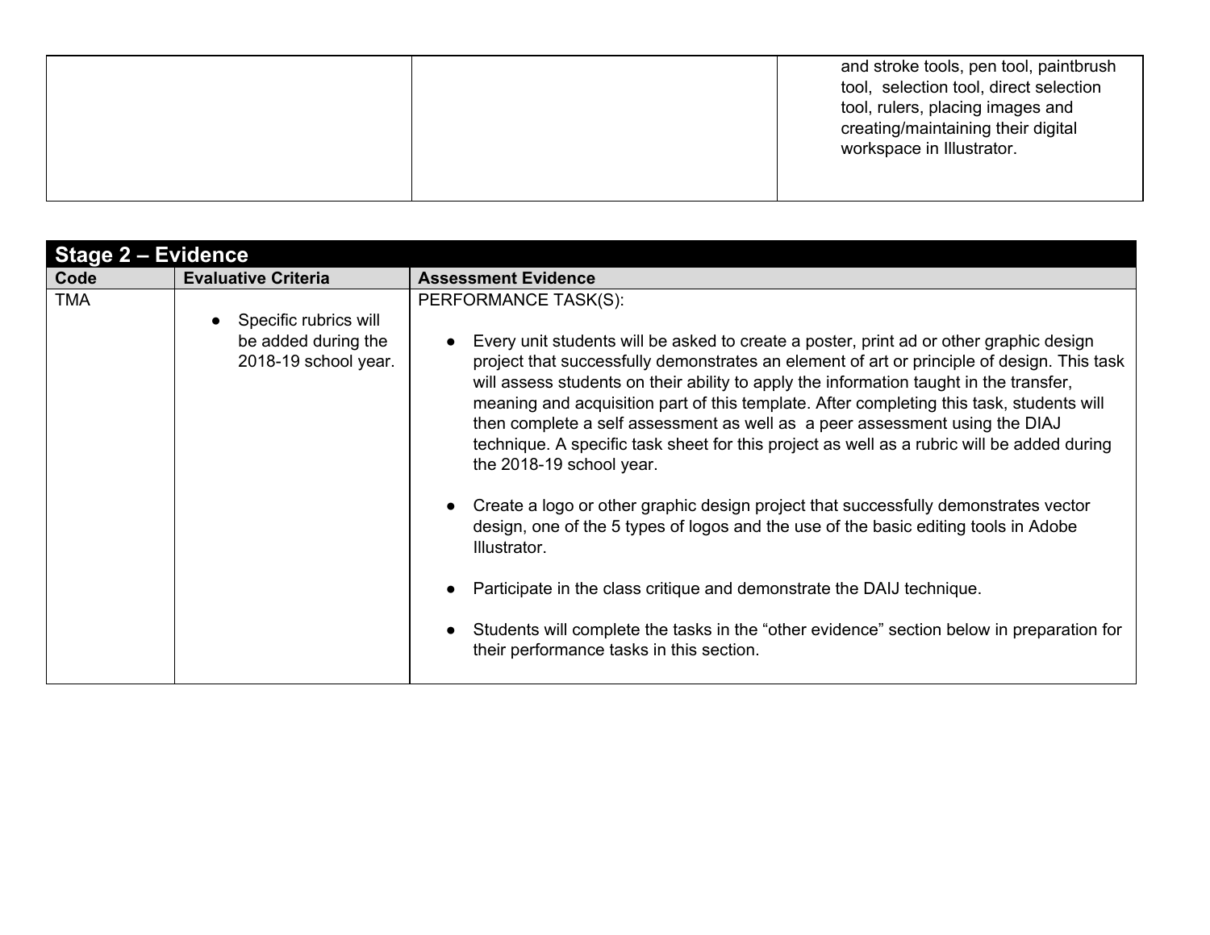| | | |
|---|---|---|
| | | and stroke tools, pen tool, paintbrush tool, selection tool, direct selection tool, rulers, placing images and creating/maintaining their digital workspace in Illustrator. |

| **Stage 2 – Evidence** | | |
|---|---|---|
| **Code** | **Evaluative Criteria** | **Assessment Evidence** |
| TMA | • Specific rubrics will be added during the 2018-19 school year. | PERFORMANCE TASK(S):<br><br>• Every unit students will be asked to create a poster, print ad or other graphic design project that successfully demonstrates an element of art or principle of design. This task will assess students on their ability to apply the information taught in the transfer, meaning and acquisition part of this template. After completing this task, students will then complete a self assessment as well as a peer assessment using the DIAJ technique. A specific task sheet for this project as well as a rubric will be added during the 2018-19 school year.<br><br>• Create a logo or other graphic design project that successfully demonstrates vector design, one of the 5 types of logos and the use of the basic editing tools in Adobe Illustrator.<br><br>• Participate in the class critique and demonstrate the DAIJ technique.<br><br>• Students will complete the tasks in the “other evidence” section below in preparation for their performance tasks in this section. |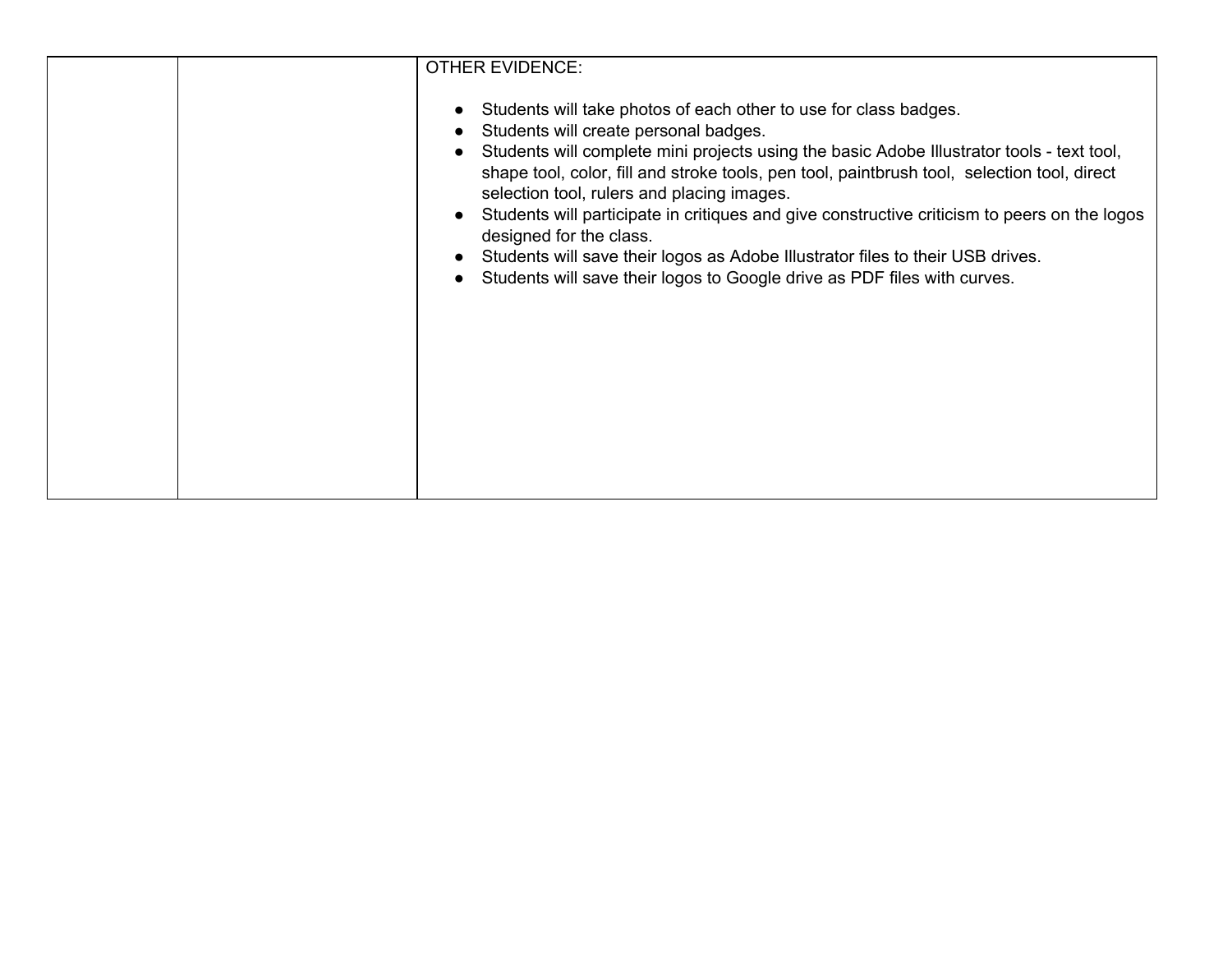| | | |
|---|---|---|
| | | OTHER EVIDENCE:<br><br>• Students will take photos of each other to use for class badges.<br>• Students will create personal badges.<br>• Students will complete mini projects using the basic Adobe Illustrator tools - text tool, shape tool, color, fill and stroke tools, pen tool, paintbrush tool, selection tool, direct selection tool, rulers and placing images.<br>• Students will participate in critiques and give constructive criticism to peers on the logos designed for the class.<br>• Students will save their logos as Adobe Illustrator files to their USB drives.<br>• Students will save their logos to Google drive as PDF files with curves. |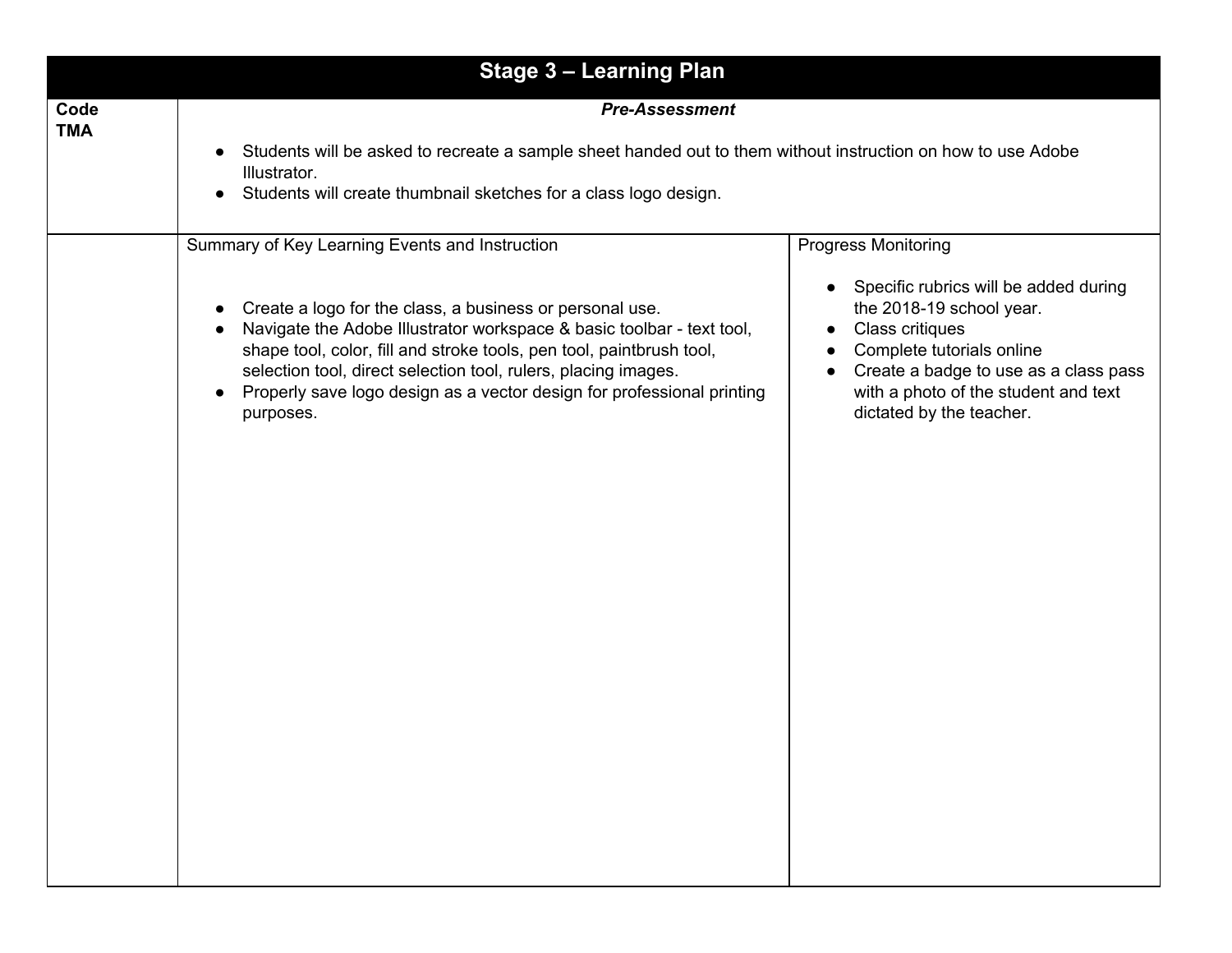| Stage 3 – Learning Plan | | |
|---|---|---|
| **Code**<br>**TMA** | ***Pre-Assessment***<br><br>• Students will be asked to recreate a sample sheet handed out to them without instruction on how to use Adobe Illustrator.<br>• Students will create thumbnail sketches for a class logo design. | |
| | Summary of Key Learning Events and Instruction<br><br>• Create a logo for the class, a business or personal use.<br>• Navigate the Adobe Illustrator workspace & basic toolbar - text tool, shape tool, color, fill and stroke tools, pen tool, paintbrush tool, selection tool, direct selection tool, rulers, placing images.<br>• Properly save logo design as a vector design for professional printing purposes. | Progress Monitoring<br><br>• Specific rubrics will be added during the 2018-19 school year.<br>• Class critiques<br>• Complete tutorials online<br>• Create a badge to use as a class pass with a photo of the student and text dictated by the teacher. |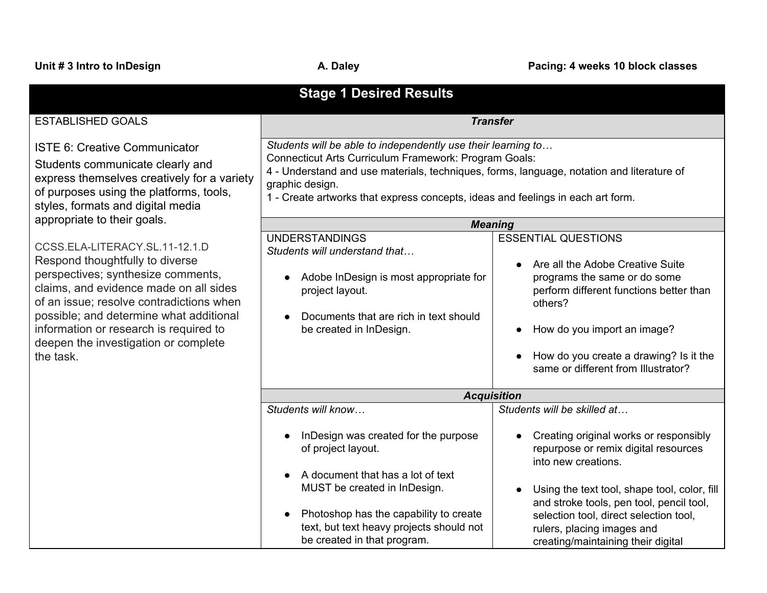**Unit # 3 Intro to InDesign** **A. Daley** **Pacing: 4 weeks 10 block classes**

## Stage 1 Desired Results

| ESTABLISHED GOALS | *Transfer* | |
|---|---|---|
| ISTE 6: Creative Communicator<br>Students communicate clearly and express themselves creatively for a variety of purposes using the platforms, tools, styles, formats and digital media appropriate to their goals.<br><br>CCSS.ELA-LITERACY.SL.11-12.1.D<br>Respond thoughtfully to diverse perspectives; synthesize comments, claims, and evidence made on all sides of an issue; resolve contradictions when possible; and determine what additional information or research is required to deepen the investigation or complete the task. | *Students will be able to independently use their learning to…*<br>Connecticut Arts Curriculum Framework: Program Goals:<br>4 - Understand and use materials, techniques, forms, language, notation and literature of graphic design.<br>1 - Create artworks that express concepts, ideas and feelings in each art form. | |
| | ***Meaning*** | |
| | UNDERSTANDINGS<br>*Students will understand that…*<br>• Adobe InDesign is most appropriate for project layout.<br>• Documents that are rich in text should be created in InDesign. | ESSENTIAL QUESTIONS<br>• Are all the Adobe Creative Suite programs the same or do some perform different functions better than others?<br>• How do you import an image?<br>• How do you create a drawing? Is it the same or different from Illustrator? |
| | ***Acquisition*** | |
| | *Students will know…*<br>• InDesign was created for the purpose of project layout.<br>• A document that has a lot of text MUST be created in InDesign.<br>• Photoshop has the capability to create text, but text heavy projects should not be created in that program. | *Students will be skilled at…*<br>• Creating original works or responsibly repurpose or remix digital resources into new creations.<br>• Using the text tool, shape tool, color, fill and stroke tools, pen tool, pencil tool, selection tool, direct selection tool, rulers, placing images and creating/maintaining their digital |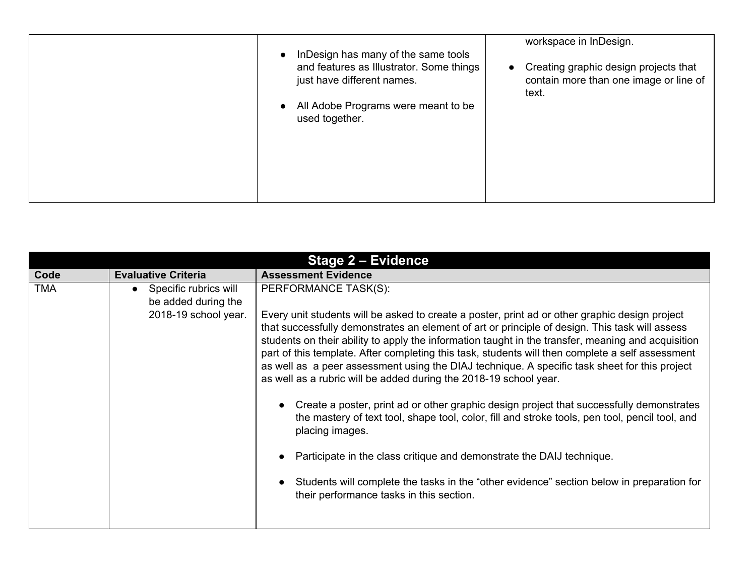| | | |
|---|---|---|
| | • InDesign has many of the same tools and features as Illustrator. Some things just have different names.<br><br>• All Adobe Programs were meant to be used together. | workspace in InDesign.<br><br>• Creating graphic design projects that contain more than one image or line of text. |

| Stage 2 – Evidence | | |
|---|---|---|
| **Code** | **Evaluative Criteria** | **Assessment Evidence** |
| TMA | • Specific rubrics will be added during the 2018-19 school year. | PERFORMANCE TASK(S):<br><br>Every unit students will be asked to create a poster, print ad or other graphic design project that successfully demonstrates an element of art or principle of design. This task will assess students on their ability to apply the information taught in the transfer, meaning and acquisition part of this template. After completing this task, students will then complete a self assessment as well as a peer assessment using the DIAJ technique. A specific task sheet for this project as well as a rubric will be added during the 2018-19 school year.<br><br>• Create a poster, print ad or other graphic design project that successfully demonstrates the mastery of text tool, shape tool, color, fill and stroke tools, pen tool, pencil tool, and placing images.<br><br>• Participate in the class critique and demonstrate the DAIJ technique.<br><br>• Students will complete the tasks in the “other evidence” section below in preparation for their performance tasks in this section. |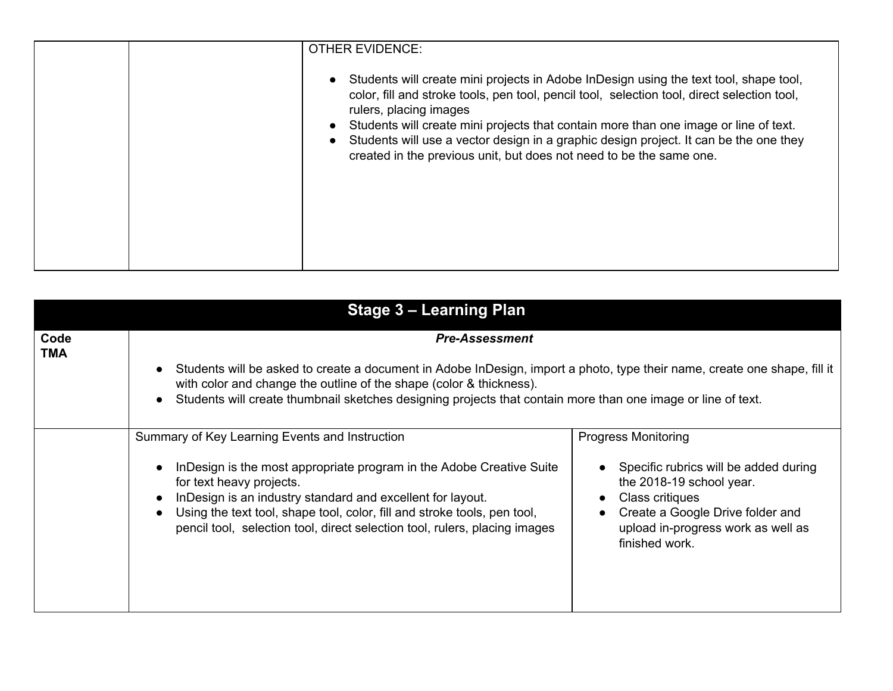| | | |
|---|---|---|
| | | OTHER EVIDENCE:<br><br>• Students will create mini projects in Adobe InDesign using the text tool, shape tool, color, fill and stroke tools, pen tool, pencil tool, selection tool, direct selection tool, rulers, placing images<br>• Students will create mini projects that contain more than one image or line of text.<br>• Students will use a vector design in a graphic design project. It can be the one they created in the previous unit, but does not need to be the same one. |

| Stage 3 – Learning Plan | | |
|---|---|---|
| **Code**<br>**TMA** | ***Pre-Assessment***<br><br>• Students will be asked to create a document in Adobe InDesign, import a photo, type their name, create one shape, fill it with color and change the outline of the shape (color & thickness).<br>• Students will create thumbnail sketches designing projects that contain more than one image or line of text. | |
| | Summary of Key Learning Events and Instruction<br><br>• InDesign is the most appropriate program in the Adobe Creative Suite for text heavy projects.<br>• InDesign is an industry standard and excellent for layout.<br>• Using the text tool, shape tool, color, fill and stroke tools, pen tool, pencil tool, selection tool, direct selection tool, rulers, placing images | Progress Monitoring<br><br>• Specific rubrics will be added during the 2018-19 school year.<br>• Class critiques<br>• Create a Google Drive folder and upload in-progress work as well as finished work. |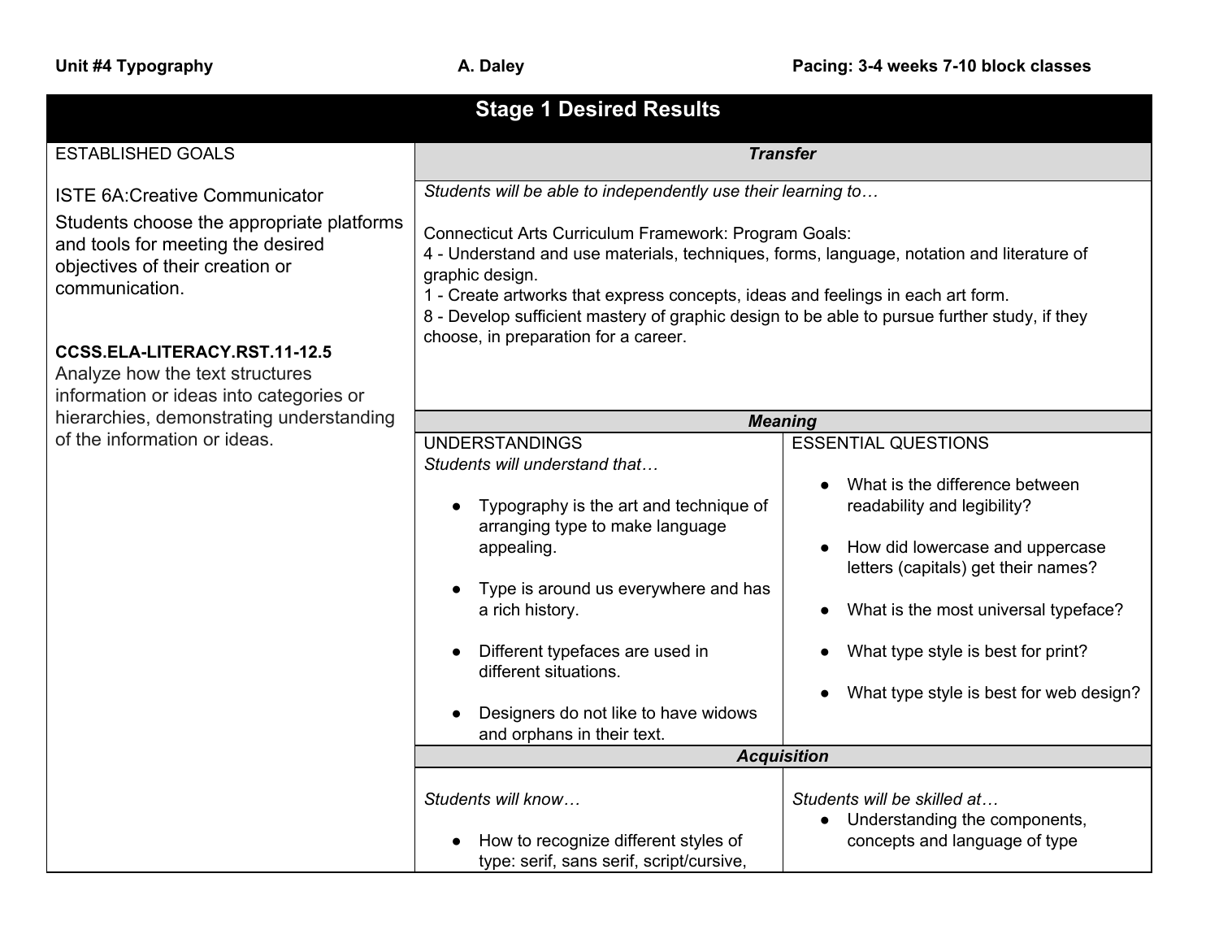**Unit #4 Typography** **A. Daley** **Pacing: 3-4 weeks 7-10 block classes**

## Stage 1 Desired Results

| ESTABLISHED GOALS | ***Transfer*** | |
|---|---|---|
| ISTE 6A:Creative Communicator<br>Students choose the appropriate platforms and tools for meeting the desired objectives of their creation or communication.<br><br>**CCSS.ELA-LITERACY.RST.11-12.5**<br>Analyze how the text structures information or ideas into categories or hierarchies, demonstrating understanding of the information or ideas. | *Students will be able to independently use their learning to…*<br><br>Connecticut Arts Curriculum Framework: Program Goals:<br>4 - Understand and use materials, techniques, forms, language, notation and literature of graphic design.<br>1 - Create artworks that express concepts, ideas and feelings in each art form.<br>8 - Develop sufficient mastery of graphic design to be able to pursue further study, if they choose, in preparation for a career. | |
| | ***Meaning*** | |
| | UNDERSTANDINGS<br>*Students will understand that…*<br><br>• Typography is the art and technique of arranging type to make language appealing.<br><br>• Type is around us everywhere and has a rich history.<br><br>• Different typefaces are used in different situations.<br><br>• Designers do not like to have widows and orphans in their text. | ESSENTIAL QUESTIONS<br><br>• What is the difference between readability and legibility?<br><br>• How did lowercase and uppercase letters (capitals) get their names?<br><br>• What is the most universal typeface?<br><br>• What type style is best for print?<br><br>• What type style is best for web design? |
| | ***Acquisition*** | |
| | *Students will know…*<br><br>• How to recognize different styles of type: serif, sans serif, script/cursive, | *Students will be skilled at…*<br>• Understanding the components, concepts and language of type |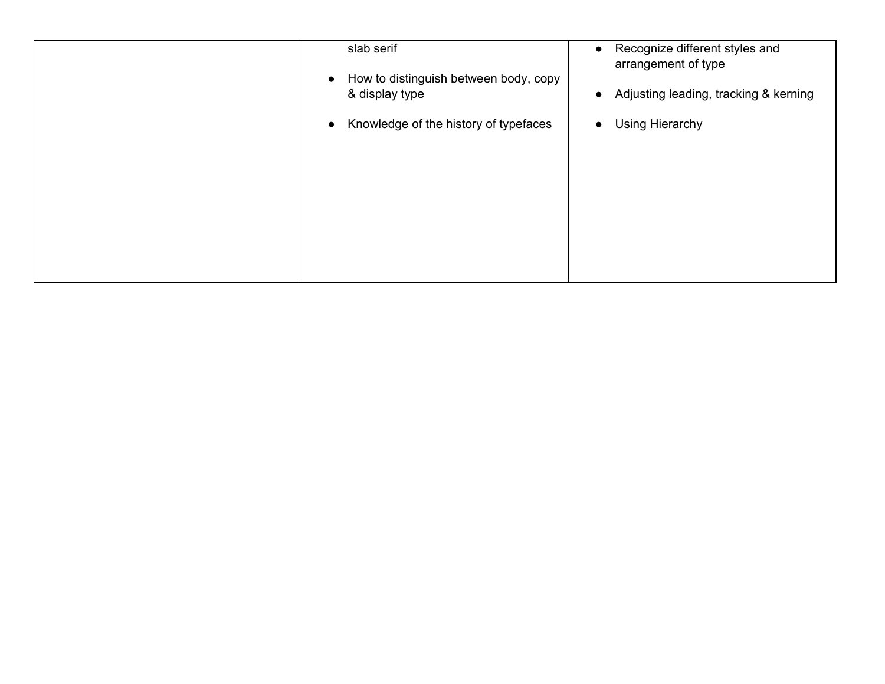| | | |
|---|---|---|
| | slab serif<br><br>● How to distinguish between body, copy & display type<br><br>● Knowledge of the history of typefaces | ● Recognize different styles and arrangement of type<br><br>● Adjusting leading, tracking & kerning<br><br>● Using Hierarchy |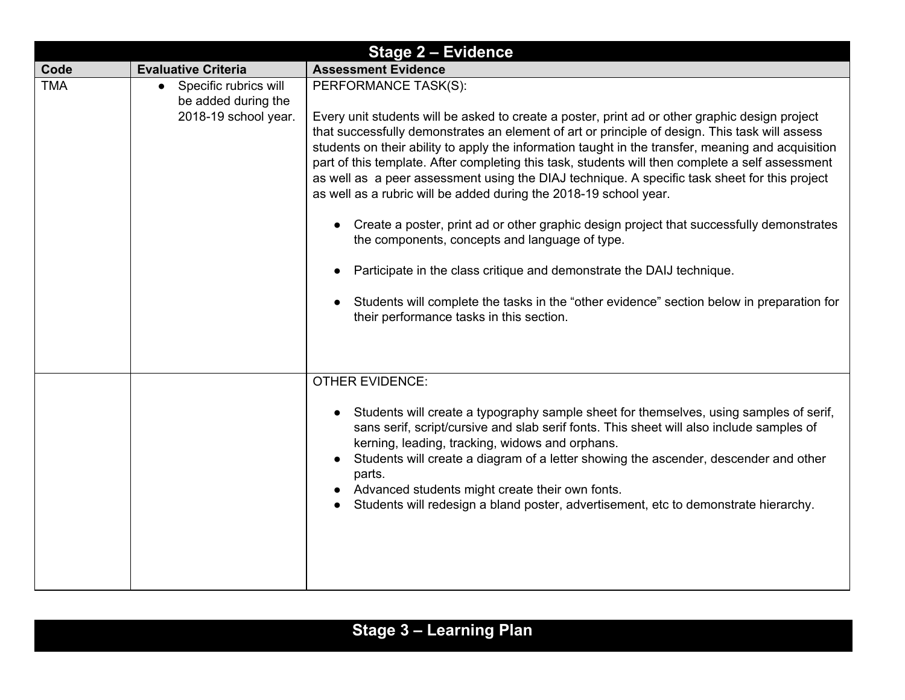## Stage 2 – Evidence

| Code | Evaluative Criteria | Assessment Evidence |
|---|---|---|
| TMA | • Specific rubrics will be added during the 2018-19 school year. | PERFORMANCE TASK(S):<br><br>Every unit students will be asked to create a poster, print ad or other graphic design project that successfully demonstrates an element of art or principle of design. This task will assess students on their ability to apply the information taught in the transfer, meaning and acquisition part of this template. After completing this task, students will then complete a self assessment as well as a peer assessment using the DIAJ technique. A specific task sheet for this project as well as a rubric will be added during the 2018-19 school year.<br><br>• Create a poster, print ad or other graphic design project that successfully demonstrates the components, concepts and language of type.<br><br>• Participate in the class critique and demonstrate the DAIJ technique.<br><br>• Students will complete the tasks in the “other evidence” section below in preparation for their performance tasks in this section. |
| | | OTHER EVIDENCE:<br><br>• Students will create a typography sample sheet for themselves, using samples of serif, sans serif, script/cursive and slab serif fonts. This sheet will also include samples of kerning, leading, tracking, widows and orphans.<br>• Students will create a diagram of a letter showing the ascender, descender and other parts.<br>• Advanced students might create their own fonts.<br>• Students will redesign a bland poster, advertisement, etc to demonstrate hierarchy. |

## Stage 3 – Learning Plan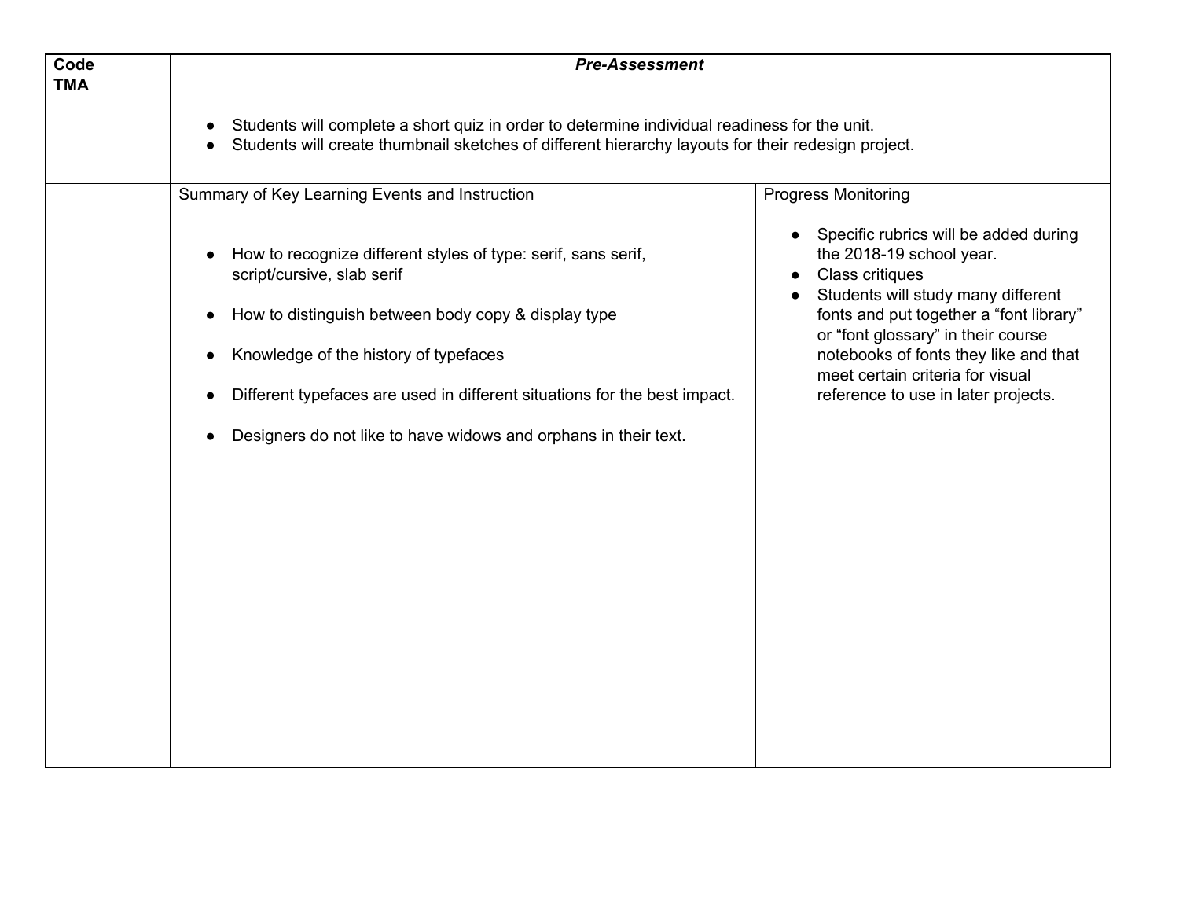| **Code** **TMA** | ***Pre-Assessment*** <br><br> • Students will complete a short quiz in order to determine individual readiness for the unit. <br> • Students will create thumbnail sketches of different hierarchy layouts for their redesign project. | |
|---|---|---|
| | Summary of Key Learning Events and Instruction <br><br> • How to recognize different styles of type: serif, sans serif, script/cursive, slab serif <br> • How to distinguish between body copy & display type <br> • Knowledge of the history of typefaces <br> • Different typefaces are used in different situations for the best impact. <br> • Designers do not like to have widows and orphans in their text. | Progress Monitoring <br><br> • Specific rubrics will be added during the 2018-19 school year. <br> • Class critiques <br> • Students will study many different fonts and put together a "font library" or "font glossary" in their course notebooks of fonts they like and that meet certain criteria for visual reference to use in later projects. |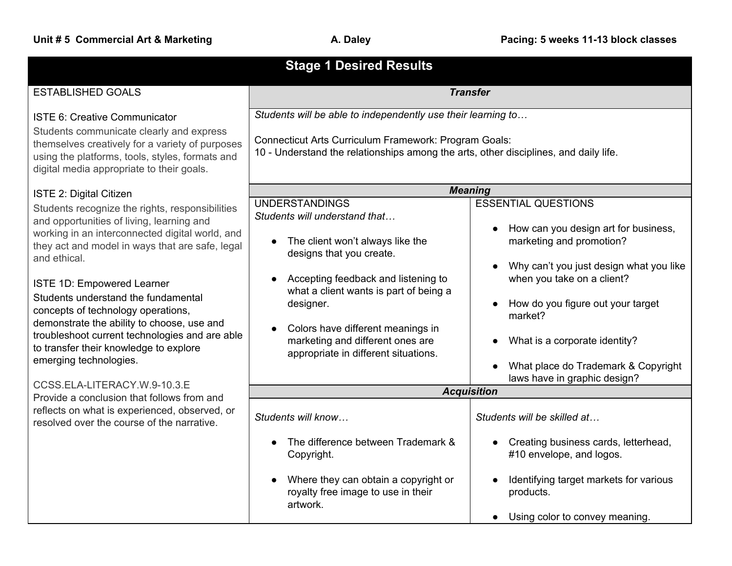**Unit # 5 Commercial Art & Marketing** **A. Daley** **Pacing: 5 weeks 11-13 block classes**

## Stage 1 Desired Results

| ESTABLISHED GOALS | **Transfer** | |
|---|---|---|
| ISTE 6: Creative Communicator<br>Students communicate clearly and express themselves creatively for a variety of purposes using the platforms, tools, styles, formats and digital media appropriate to their goals.<br><br>ISTE 2: Digital Citizen<br>Students recognize the rights, responsibilities and opportunities of living, learning and working in an interconnected digital world, and they act and model in ways that are safe, legal and ethical.<br><br>ISTE 1D: Empowered Learner<br>Students understand the fundamental concepts of technology operations, demonstrate the ability to choose, use and troubleshoot current technologies and are able to transfer their knowledge to explore emerging technologies.<br><br>CCSS.ELA-LITERACY.W.9-10.3.E<br>Provide a conclusion that follows from and reflects on what is experienced, observed, or resolved over the course of the narrative. | *Students will be able to independently use their learning to…*<br><br>Connecticut Arts Curriculum Framework: Program Goals:<br>10 - Understand the relationships among the arts, other disciplines, and daily life. | |
| | **Meaning** | |
| | UNDERSTANDINGS<br>*Students will understand that…*<br><br>• The client won't always like the designs that you create.<br><br>• Accepting feedback and listening to what a client wants is part of being a designer.<br><br>• Colors have different meanings in marketing and different ones are appropriate in different situations. | ESSENTIAL QUESTIONS<br><br>• How can you design art for business, marketing and promotion?<br><br>• Why can't you just design what you like when you take on a client?<br><br>• How do you figure out your target market?<br><br>• What is a corporate identity?<br><br>• What place do Trademark & Copyright laws have in graphic design? |
| | **Acquisition** | |
| | *Students will know…*<br><br>• The difference between Trademark & Copyright.<br><br>• Where they can obtain a copyright or royalty free image to use in their artwork. | *Students will be skilled at…*<br><br>• Creating business cards, letterhead, #10 envelope, and logos.<br><br>• Identifying target markets for various products.<br><br>• Using color to convey meaning. |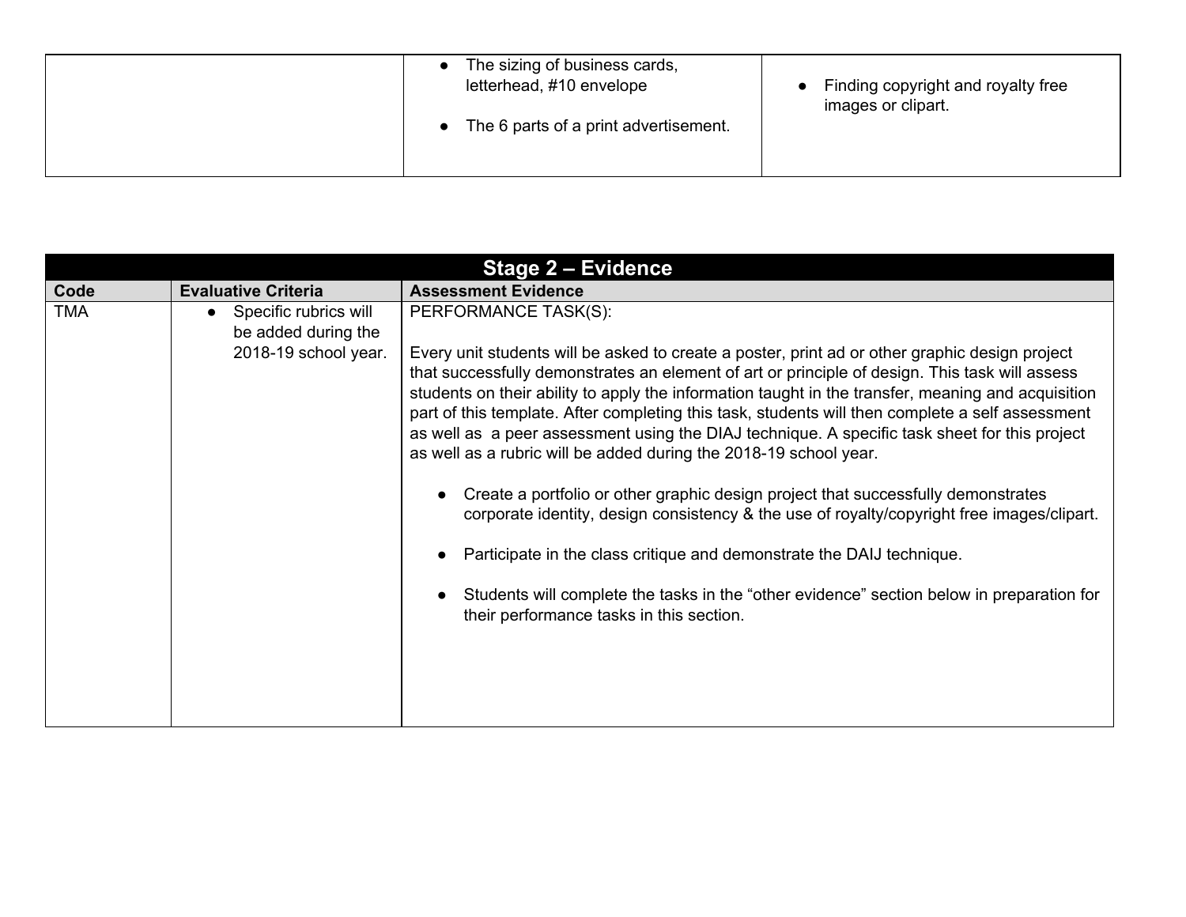| | | |
|---|---|---|
| | • The sizing of business cards, letterhead, #10 envelope<br><br>• The 6 parts of a print advertisement. | • Finding copyright and royalty free images or clipart. |

| Stage 2 – Evidence | | |
|---|---|---|
| **Code** | **Evaluative Criteria** | **Assessment Evidence** |
| TMA | • Specific rubrics will be added during the 2018-19 school year. | PERFORMANCE TASK(S):<br><br>Every unit students will be asked to create a poster, print ad or other graphic design project that successfully demonstrates an element of art or principle of design. This task will assess students on their ability to apply the information taught in the transfer, meaning and acquisition part of this template. After completing this task, students will then complete a self assessment as well as a peer assessment using the DIAJ technique. A specific task sheet for this project as well as a rubric will be added during the 2018-19 school year.<br><br>• Create a portfolio or other graphic design project that successfully demonstrates corporate identity, design consistency & the use of royalty/copyright free images/clipart.<br><br>• Participate in the class critique and demonstrate the DAIJ technique.<br><br>• Students will complete the tasks in the "other evidence" section below in preparation for their performance tasks in this section. |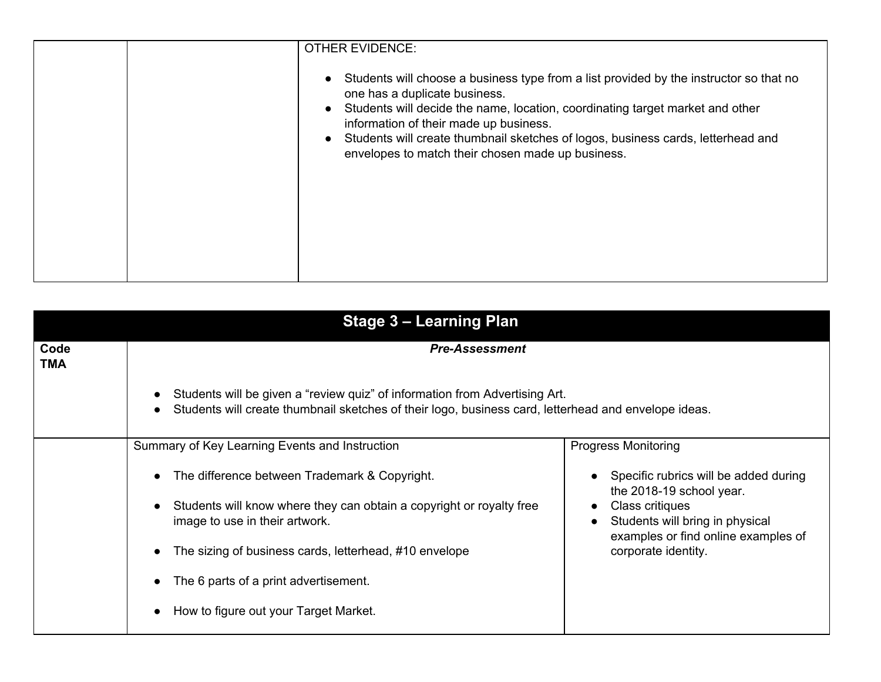| | | OTHER EVIDENCE:<br><br>● Students will choose a business type from a list provided by the instructor so that no one has a duplicate business.<br>● Students will decide the name, location, coordinating target market and other information of their made up business.<br>● Students will create thumbnail sketches of logos, business cards, letterhead and envelopes to match their chosen made up business. |
|---|---|---|

| **Stage 3 – Learning Plan** | | |
|---|---|---|
| **Code**<br>**TMA** | ***Pre-Assessment***<br><br>● Students will be given a “review quiz” of information from Advertising Art.<br>● Students will create thumbnail sketches of their logo, business card, letterhead and envelope ideas. | |
| | Summary of Key Learning Events and Instruction<br><br>● The difference between Trademark & Copyright.<br>● Students will know where they can obtain a copyright or royalty free image to use in their artwork.<br>● The sizing of business cards, letterhead, #10 envelope<br>● The 6 parts of a print advertisement.<br>● How to figure out your Target Market. | Progress Monitoring<br><br>● Specific rubrics will be added during the 2018-19 school year.<br>● Class critiques<br>● Students will bring in physical examples or find online examples of corporate identity. |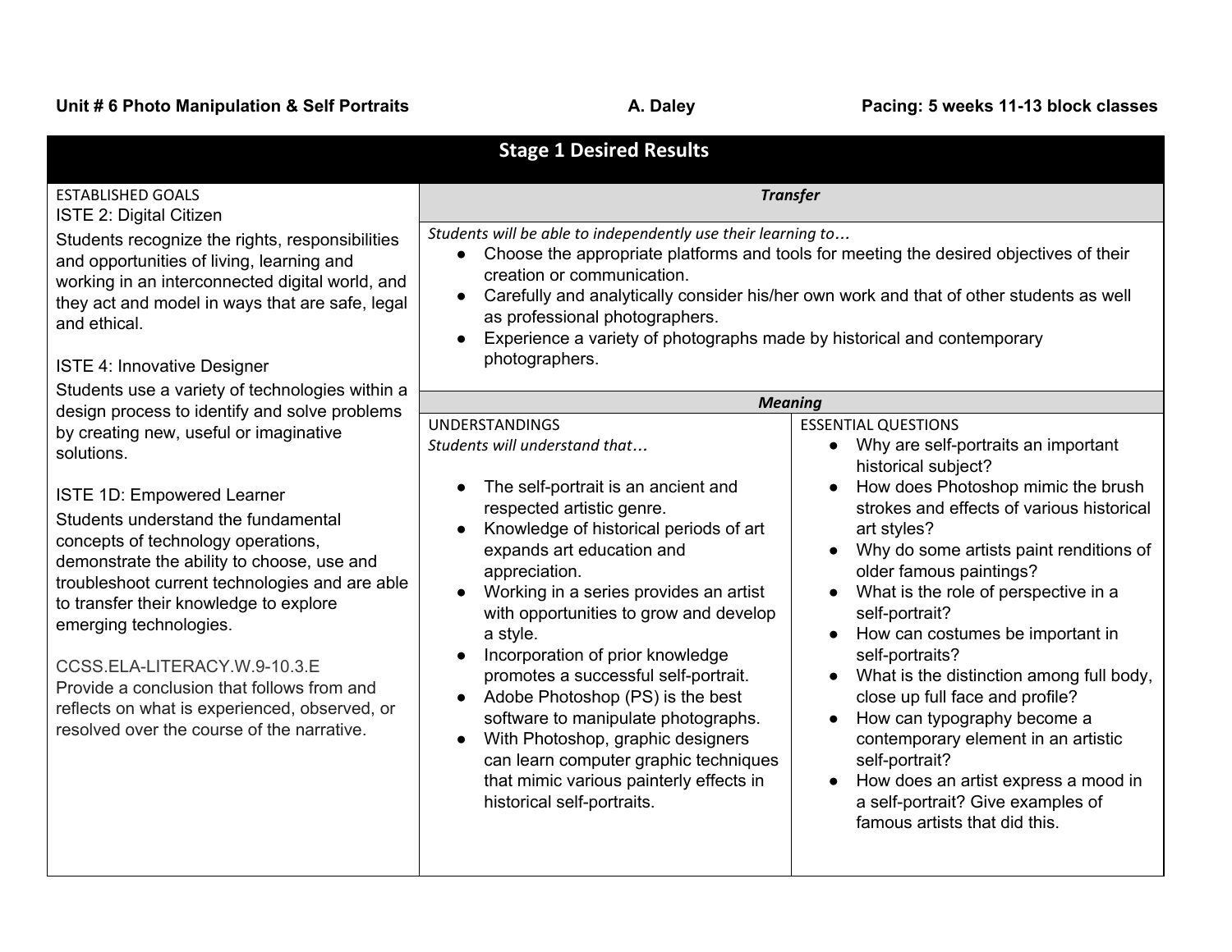**Unit # 6 Photo Manipulation & Self Portraits** **A. Daley** **Pacing: 5 weeks 11-13 block classes**

## Stage 1 Desired Results

ESTABLISHED GOALS

ISTE 2: Digital Citizen

Students recognize the rights, responsibilities and opportunities of living, learning and working in an interconnected digital world, and they act and model in ways that are safe, legal and ethical.

ISTE 4: Innovative Designer

Students use a variety of technologies within a design process to identify and solve problems by creating new, useful or imaginative solutions.

ISTE 1D: Empowered Learner

Students understand the fundamental concepts of technology operations, demonstrate the ability to choose, use and troubleshoot current technologies and are able to transfer their knowledge to explore emerging technologies.

CCSS.ELA-LITERACY.W.9-10.3.E

Provide a conclusion that follows from and reflects on what is experienced, observed, or resolved over the course of the narrative.

### *Transfer*

*Students will be able to independently use their learning to…*

- Choose the appropriate platforms and tools for meeting the desired objectives of their creation or communication.
- Carefully and analytically consider his/her own work and that of other students as well as professional photographers.
- Experience a variety of photographs made by historical and contemporary photographers.

### *Meaning*

UNDERSTANDINGS

*Students will understand that…*

- The self-portrait is an ancient and respected artistic genre.
- Knowledge of historical periods of art expands art education and appreciation.
- Working in a series provides an artist with opportunities to grow and develop a style.
- Incorporation of prior knowledge promotes a successful self-portrait.
- Adobe Photoshop (PS) is the best software to manipulate photographs.
- With Photoshop, graphic designers can learn computer graphic techniques that mimic various painterly effects in historical self-portraits.

ESSENTIAL QUESTIONS

- Why are self-portraits an important historical subject?
- How does Photoshop mimic the brush strokes and effects of various historical art styles?
- Why do some artists paint renditions of older famous paintings?
- What is the role of perspective in a self-portrait?
- How can costumes be important in self-portraits?
- What is the distinction among full body, close up full face and profile?
- How can typography become a contemporary element in an artistic self-portrait?
- How does an artist express a mood in a self-portrait? Give examples of famous artists that did this.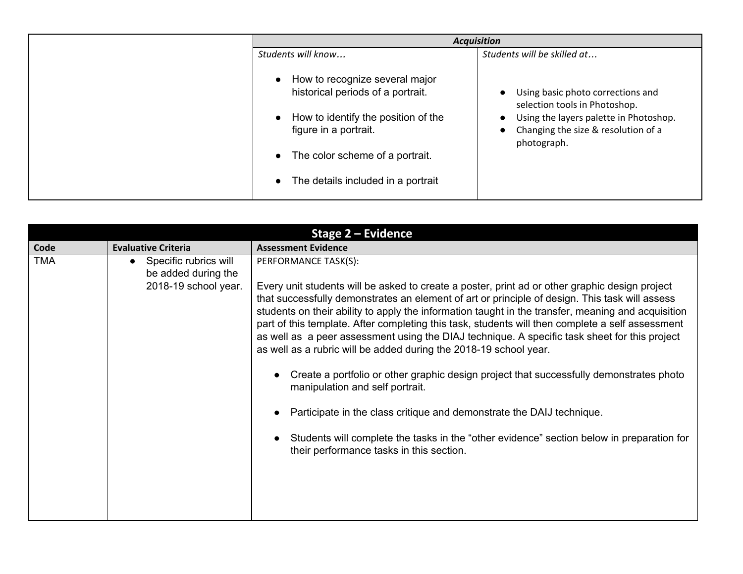| | *Acquisition* | |
|---|---|---|
| | *Students will know…*<br><br>● How to recognize several major historical periods of a portrait.<br><br>● How to identify the position of the figure in a portrait.<br><br>● The color scheme of a portrait.<br><br>● The details included in a portrait | *Students will be skilled at…*<br><br>● Using basic photo corrections and selection tools in Photoshop.<br>● Using the layers palette in Photoshop.<br>● Changing the size & resolution of a photograph. |

| Stage 2 – Evidence | | |
|---|---|---|
| **Code** | **Evaluative Criteria** | **Assessment Evidence** |
| TMA | ● Specific rubrics will be added during the 2018-19 school year. | PERFORMANCE TASK(S):<br><br>Every unit students will be asked to create a poster, print ad or other graphic design project that successfully demonstrates an element of art or principle of design. This task will assess students on their ability to apply the information taught in the transfer, meaning and acquisition part of this template. After completing this task, students will then complete a self assessment as well as a peer assessment using the DIAJ technique. A specific task sheet for this project as well as a rubric will be added during the 2018-19 school year.<br><br>● Create a portfolio or other graphic design project that successfully demonstrates photo manipulation and self portrait.<br><br>● Participate in the class critique and demonstrate the DAIJ technique.<br><br>● Students will complete the tasks in the "other evidence" section below in preparation for their performance tasks in this section. |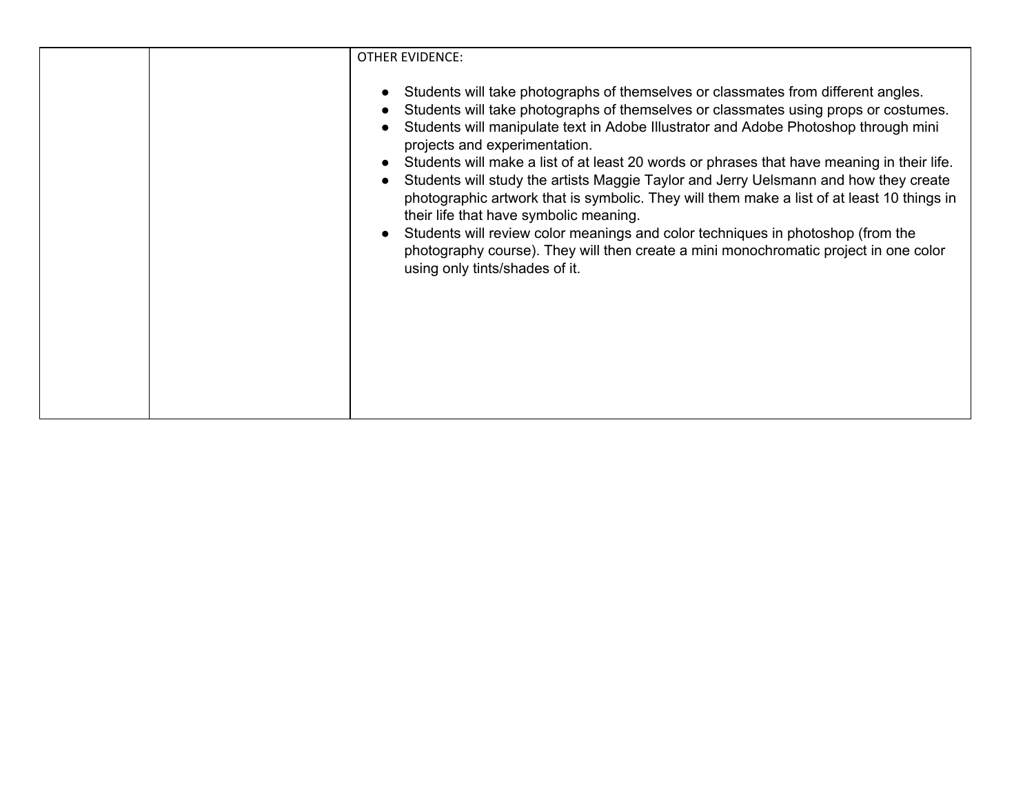| | | |
|---|---|---|
| | | OTHER EVIDENCE:<br><br>• Students will take photographs of themselves or classmates from different angles.<br>• Students will take photographs of themselves or classmates using props or costumes.<br>• Students will manipulate text in Adobe Illustrator and Adobe Photoshop through mini projects and experimentation.<br>• Students will make a list of at least 20 words or phrases that have meaning in their life.<br>• Students will study the artists Maggie Taylor and Jerry Uelsmann and how they create photographic artwork that is symbolic. They will them make a list of at least 10 things in their life that have symbolic meaning.<br>• Students will review color meanings and color techniques in photoshop (from the photography course). They will then create a mini monochromatic project in one color using only tints/shades of it. |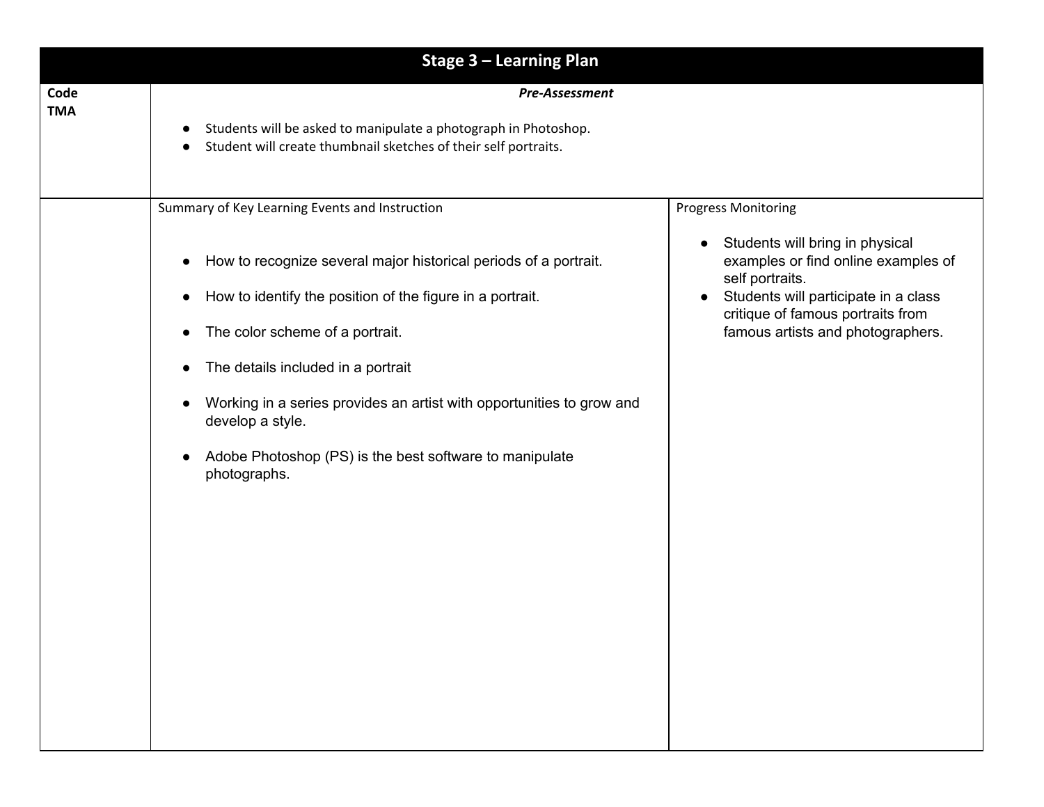## Stage 3 – Learning Plan

| Code<br>TMA | ***Pre-Assessment***<br><br>● Students will be asked to manipulate a photograph in Photoshop.<br>● Student will create thumbnail sketches of their self portraits. | |
|---|---|---|
| | Summary of Key Learning Events and Instruction<br><br>● How to recognize several major historical periods of a portrait.<br>● How to identify the position of the figure in a portrait.<br>● The color scheme of a portrait.<br>● The details included in a portrait<br>● Working in a series provides an artist with opportunities to grow and develop a style.<br>● Adobe Photoshop (PS) is the best software to manipulate photographs. | Progress Monitoring<br><br>● Students will bring in physical examples or find online examples of self portraits.<br>● Students will participate in a class critique of famous portraits from famous artists and photographers. |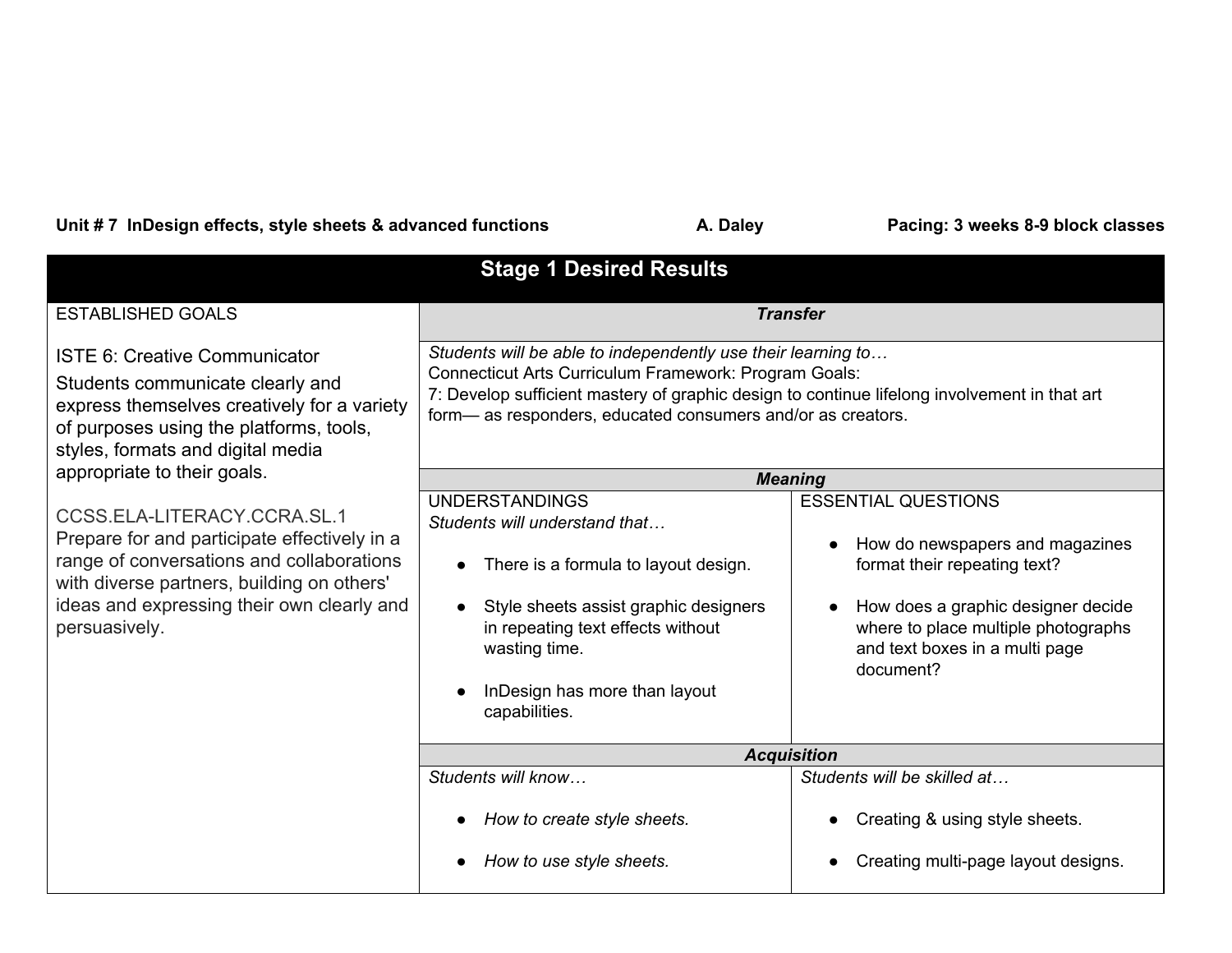**Unit # 7 InDesign effects, style sheets & advanced functions** **A. Daley** **Pacing: 3 weeks 8-9 block classes**

## Stage 1 Desired Results

| ESTABLISHED GOALS | ***Transfer*** | |
|---|---|---|
| ISTE 6: Creative Communicator<br>Students communicate clearly and express themselves creatively for a variety of purposes using the platforms, tools, styles, formats and digital media appropriate to their goals.<br><br>CCSS.ELA-LITERACY.CCRA.SL.1<br>Prepare for and participate effectively in a range of conversations and collaborations with diverse partners, building on others' ideas and expressing their own clearly and persuasively. | *Students will be able to independently use their learning to…*<br>Connecticut Arts Curriculum Framework: Program Goals:<br>7: Develop sufficient mastery of graphic design to continue lifelong involvement in that art form— as responders, educated consumers and/or as creators. | |
| | ***Meaning*** | |
| | UNDERSTANDINGS<br>*Students will understand that…*<br><br>• There is a formula to layout design.<br><br>• Style sheets assist graphic designers in repeating text effects without wasting time.<br><br>• InDesign has more than layout capabilities. | ESSENTIAL QUESTIONS<br><br>• How do newspapers and magazines format their repeating text?<br><br>• How does a graphic designer decide where to place multiple photographs and text boxes in a multi page document? |
| | ***Acquisition*** | |
| | *Students will know…*<br><br>• *How to create style sheets.*<br><br>• *How to use style sheets.* | *Students will be skilled at…*<br><br>• Creating & using style sheets.<br><br>• Creating multi-page layout designs. |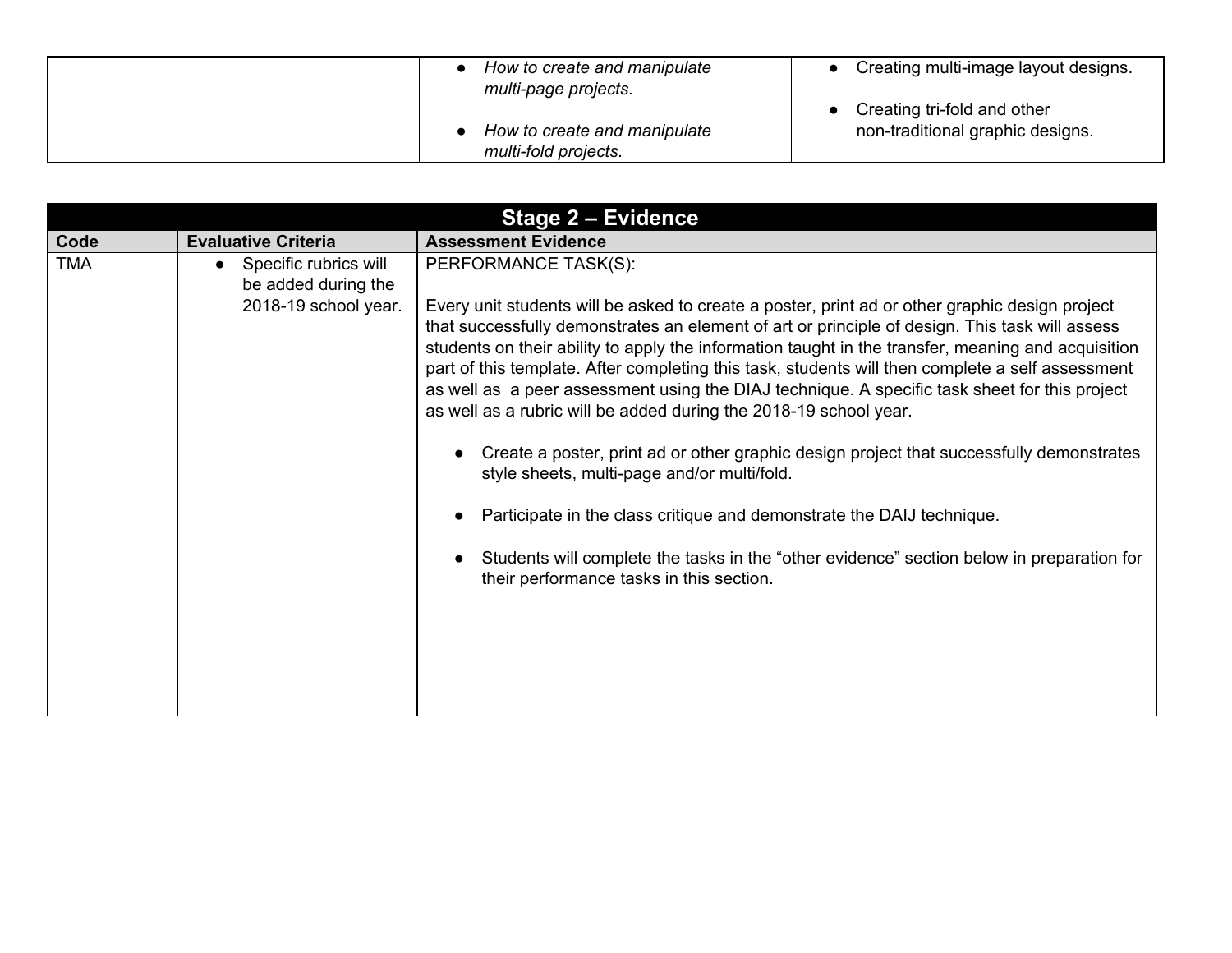| | | |
|---|---|---|
| | • *How to create and manipulate multi-page projects.*<br><br>• *How to create and manipulate multi-fold projects.* | • Creating multi-image layout designs.<br><br>• Creating tri-fold and other non-traditional graphic designs. |

| Stage 2 – Evidence | | |
|---|---|---|
| **Code** | **Evaluative Criteria** | **Assessment Evidence** |
| TMA | • Specific rubrics will be added during the 2018-19 school year. | PERFORMANCE TASK(S):<br><br>Every unit students will be asked to create a poster, print ad or other graphic design project that successfully demonstrates an element of art or principle of design. This task will assess students on their ability to apply the information taught in the transfer, meaning and acquisition part of this template. After completing this task, students will then complete a self assessment as well as a peer assessment using the DIAJ technique. A specific task sheet for this project as well as a rubric will be added during the 2018-19 school year.<br><br>• Create a poster, print ad or other graphic design project that successfully demonstrates style sheets, multi-page and/or multi/fold.<br><br>• Participate in the class critique and demonstrate the DAIJ technique.<br><br>• Students will complete the tasks in the “other evidence” section below in preparation for their performance tasks in this section. |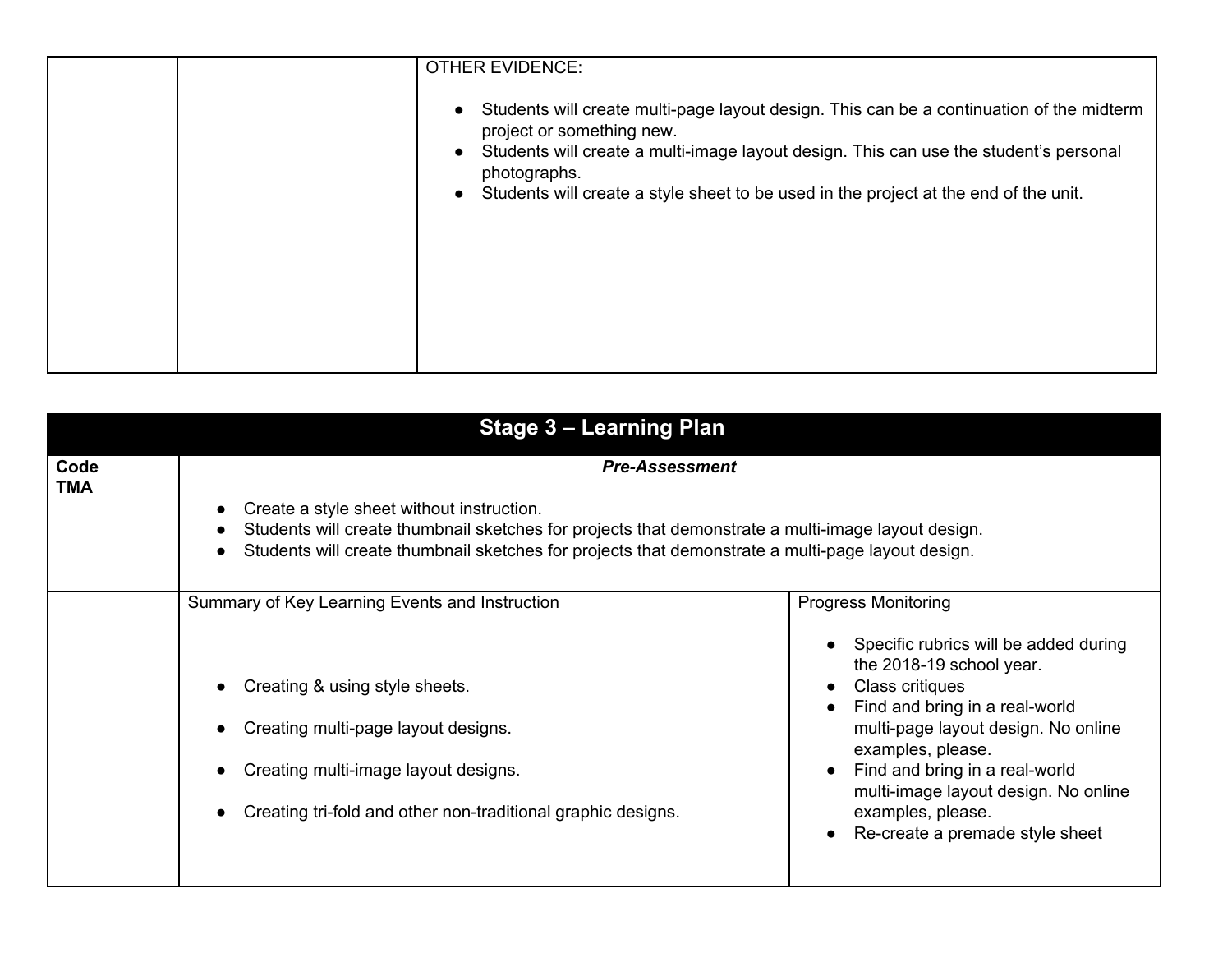| | | OTHER EVIDENCE:<br><br>● Students will create multi-page layout design. This can be a continuation of the midterm project or something new.<br>● Students will create a multi-image layout design. This can use the student's personal photographs.<br>● Students will create a style sheet to be used in the project at the end of the unit. |
|---|---|---|

| **Stage 3 – Learning Plan** | | |
|---|---|---|
| **Code**<br>**TMA** | ***Pre-Assessment***<br><br>● Create a style sheet without instruction.<br>● Students will create thumbnail sketches for projects that demonstrate a multi-image layout design.<br>● Students will create thumbnail sketches for projects that demonstrate a multi-page layout design. | |
| | Summary of Key Learning Events and Instruction<br><br>● Creating & using style sheets.<br>● Creating multi-page layout designs.<br>● Creating multi-image layout designs.<br>● Creating tri-fold and other non-traditional graphic designs. | Progress Monitoring<br><br>● Specific rubrics will be added during the 2018-19 school year.<br>● Class critiques<br>● Find and bring in a real-world multi-page layout design. No online examples, please.<br>● Find and bring in a real-world multi-image layout design. No online examples, please.<br>● Re-create a premade style sheet |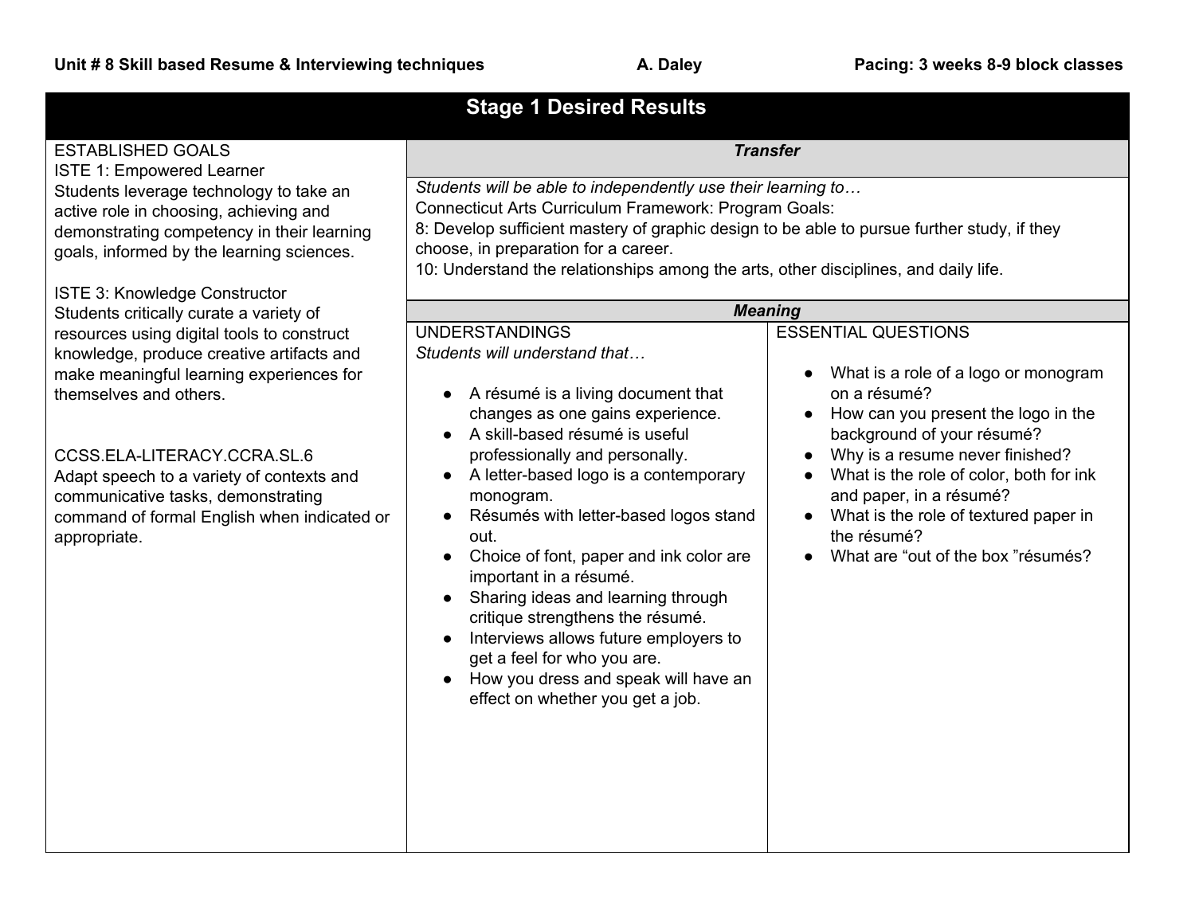**Unit # 8 Skill based Resume & Interviewing techniques** **A. Daley** **Pacing: 3 weeks 8-9 block classes**

# Stage 1 Desired Results

**ESTABLISHED GOALS**

ISTE 1: Empowered Learner
Students leverage technology to take an active role in choosing, achieving and demonstrating competency in their learning goals, informed by the learning sciences.

ISTE 3: Knowledge Constructor
Students critically curate a variety of resources using digital tools to construct knowledge, produce creative artifacts and make meaningful learning experiences for themselves and others.

CCSS.ELA-LITERACY.CCRA.SL.6
Adapt speech to a variety of contexts and communicative tasks, demonstrating command of formal English when indicated or appropriate.

## *Transfer*

*Students will be able to independently use their learning to…*

Connecticut Arts Curriculum Framework: Program Goals:
8: Develop sufficient mastery of graphic design to be able to pursue further study, if they choose, in preparation for a career.
10: Understand the relationships among the arts, other disciplines, and daily life.

## *Meaning*

**UNDERSTANDINGS**

*Students will understand that…*

- A résumé is a living document that changes as one gains experience.
- A skill-based résumé is useful professionally and personally.
- A letter-based logo is a contemporary monogram.
- Résumés with letter-based logos stand out.
- Choice of font, paper and ink color are important in a résumé.
- Sharing ideas and learning through critique strengthens the résumé.
- Interviews allows future employers to get a feel for who you are.
- How you dress and speak will have an effect on whether you get a job.

**ESSENTIAL QUESTIONS**

- What is a role of a logo or monogram on a résumé?
- How can you present the logo in the background of your résumé?
- Why is a resume never finished?
- What is the role of color, both for ink and paper, in a résumé?
- What is the role of textured paper in the résumé?
- What are “out of the box ”résumés?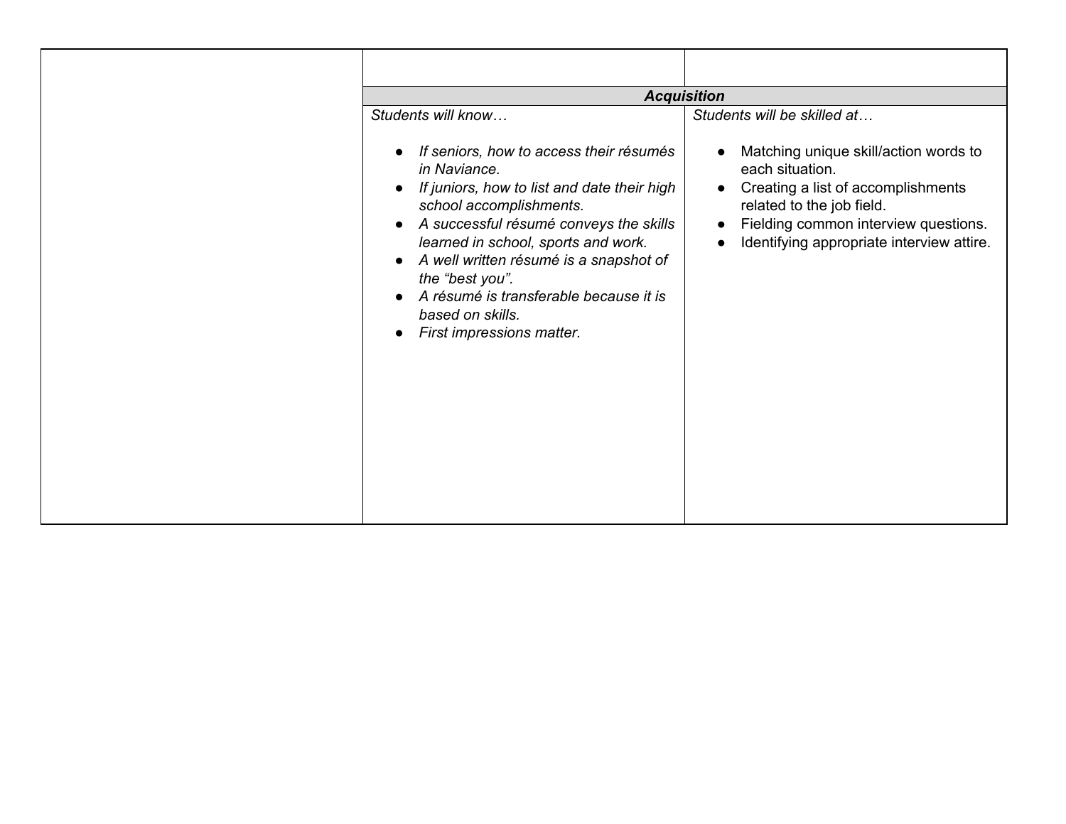| | | |
|---|---|---|
| | | |
| | ***Acquisition*** | |
| | *Students will know…*<br><br>• *If seniors, how to access their résumés in Naviance.*<br>• *If juniors, how to list and date their high school accomplishments.*<br>• *A successful résumé conveys the skills learned in school, sports and work.*<br>• *A well written résumé is a snapshot of the "best you".*<br>• *A résumé is transferable because it is based on skills.*<br>• *First impressions matter.* | *Students will be skilled at…*<br><br>• Matching unique skill/action words to each situation.<br>• Creating a list of accomplishments related to the job field.<br>• Fielding common interview questions.<br>• Identifying appropriate interview attire. |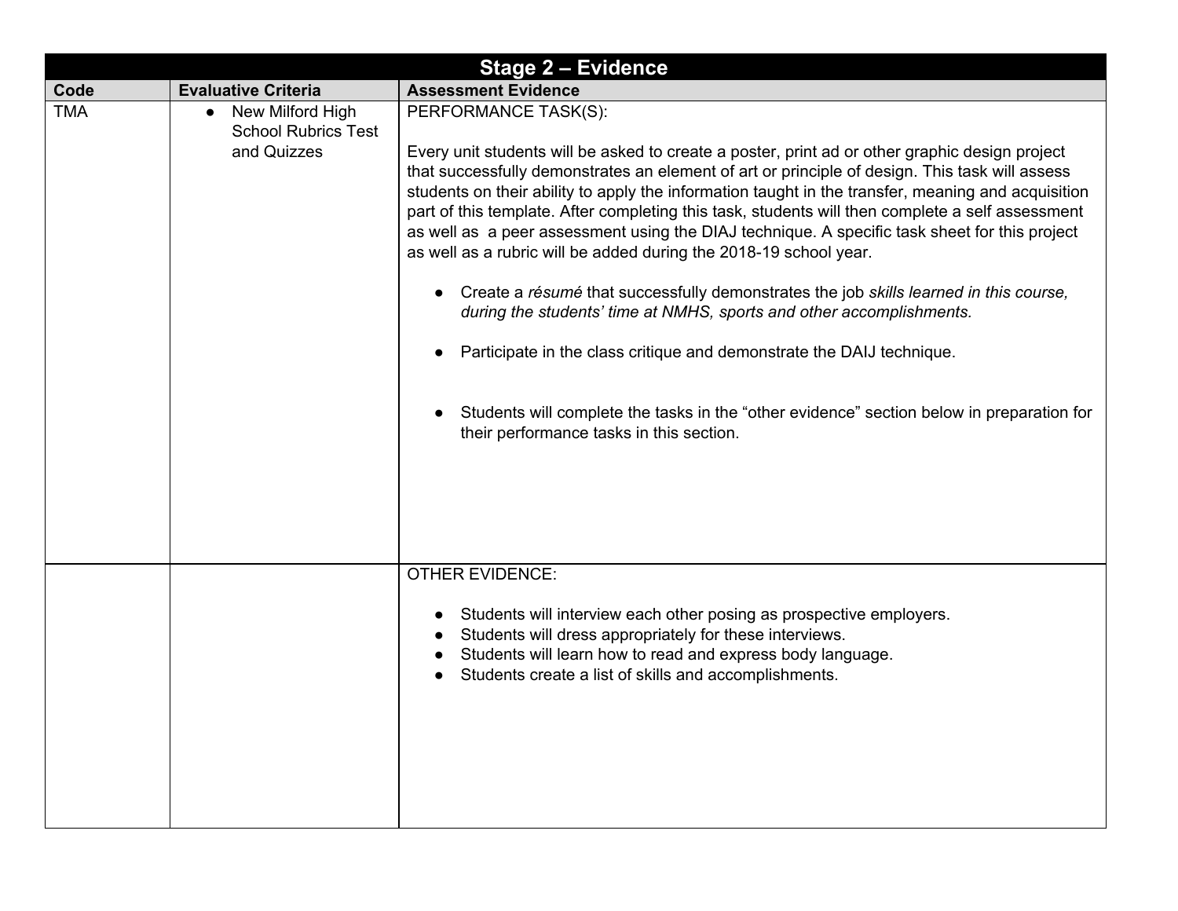| Stage 2 – Evidence | | |
|---|---|---|
| **Code** | **Evaluative Criteria** | **Assessment Evidence** |
| TMA | • New Milford High School Rubrics Test and Quizzes | PERFORMANCE TASK(S):<br><br>Every unit students will be asked to create a poster, print ad or other graphic design project that successfully demonstrates an element of art or principle of design. This task will assess students on their ability to apply the information taught in the transfer, meaning and acquisition part of this template. After completing this task, students will then complete a self assessment as well as a peer assessment using the DIAJ technique. A specific task sheet for this project as well as a rubric will be added during the 2018-19 school year.<br><br>• Create a *résumé* that successfully demonstrates the job *skills learned in this course, during the students' time at NMHS, sports and other accomplishments.*<br><br>• Participate in the class critique and demonstrate the DAIJ technique.<br><br>• Students will complete the tasks in the "other evidence" section below in preparation for their performance tasks in this section. |
| | | OTHER EVIDENCE:<br><br>• Students will interview each other posing as prospective employers.<br>• Students will dress appropriately for these interviews.<br>• Students will learn how to read and express body language.<br>• Students create a list of skills and accomplishments. |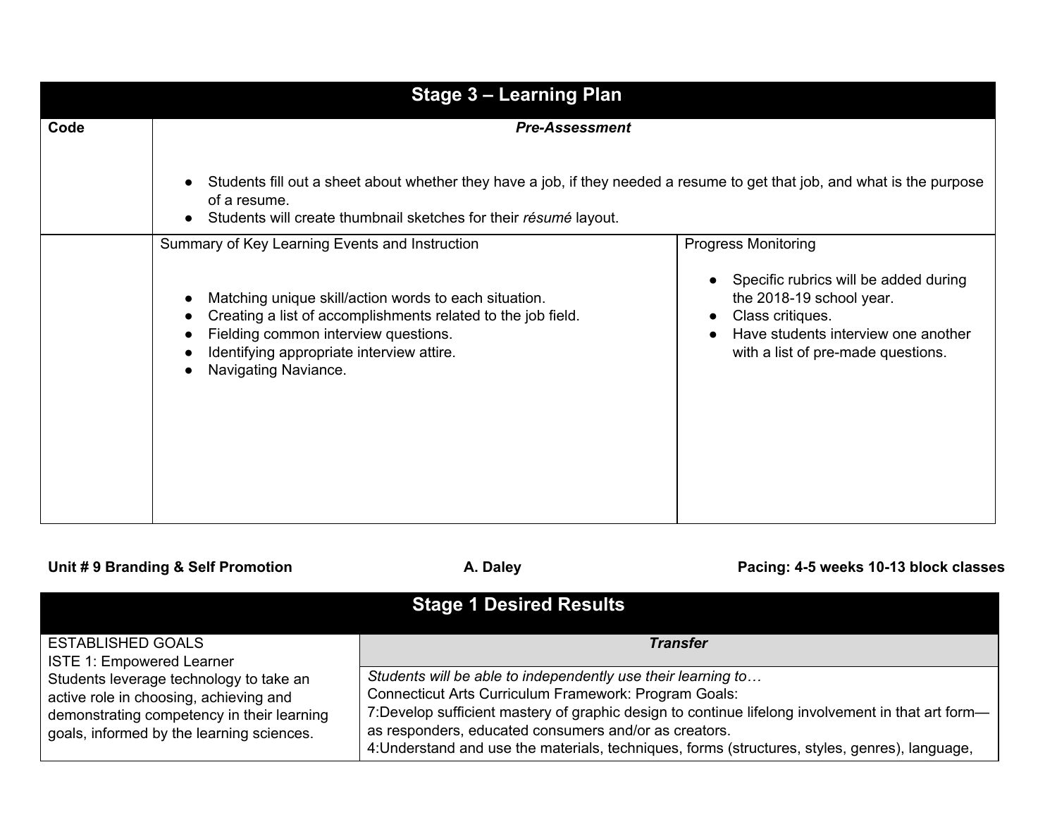| Stage 3 – Learning Plan | | |
|---|---|---|
| **Code** | ***Pre-Assessment***<br><br>● Students fill out a sheet about whether they have a job, if they needed a resume to get that job, and what is the purpose of a resume.<br>● Students will create thumbnail sketches for their *résumé* layout. | |
| | Summary of Key Learning Events and Instruction<br><br>● Matching unique skill/action words to each situation.<br>● Creating a list of accomplishments related to the job field.<br>● Fielding common interview questions.<br>● Identifying appropriate interview attire.<br>● Navigating Naviance. | Progress Monitoring<br><br>● Specific rubrics will be added during the 2018-19 school year.<br>● Class critiques.<br>● Have students interview one another with a list of pre-made questions. |

**Unit # 9 Branding & Self Promotion** **A. Daley** **Pacing: 4-5 weeks 10-13 block classes**

| Stage 1 Desired Results | |
|---|---|
| ESTABLISHED GOALS<br>ISTE 1: Empowered Learner<br>Students leverage technology to take an active role in choosing, achieving and demonstrating competency in their learning goals, informed by the learning sciences. | ***Transfer***<br><br>*Students will be able to independently use their learning to…*<br>Connecticut Arts Curriculum Framework: Program Goals:<br>7:Develop sufficient mastery of graphic design to continue lifelong involvement in that art form—as responders, educated consumers and/or as creators.<br>4:Understand and use the materials, techniques, forms (structures, styles, genres), language, |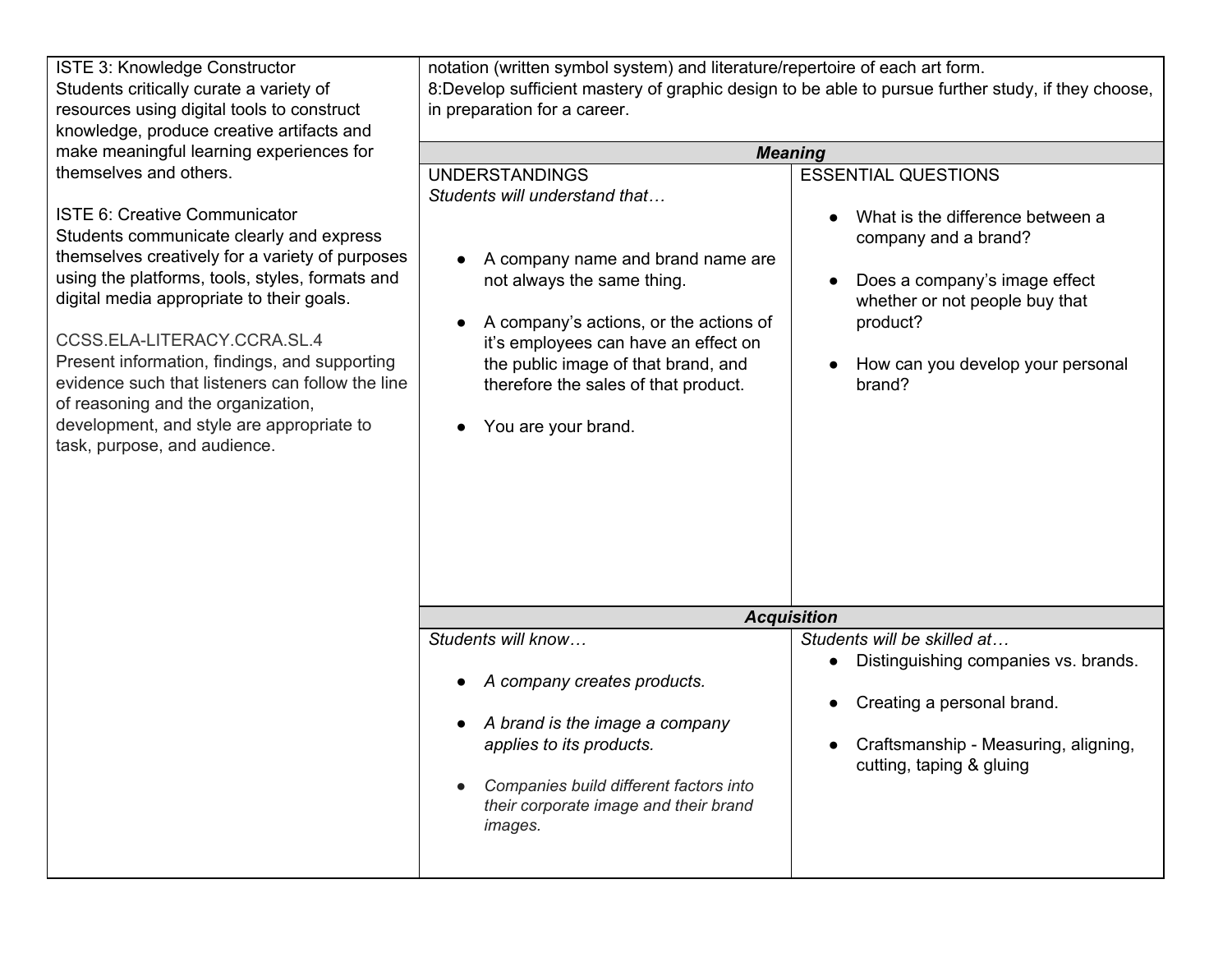| | | |
|---|---|---|
| ISTE 3: Knowledge Constructor<br>Students critically curate a variety of resources using digital tools to construct knowledge, produce creative artifacts and make meaningful learning experiences for themselves and others.<br><br>ISTE 6: Creative Communicator<br>Students communicate clearly and express themselves creatively for a variety of purposes using the platforms, tools, styles, formats and digital media appropriate to their goals.<br><br>CCSS.ELA-LITERACY.CCRA.SL.4<br>Present information, findings, and supporting evidence such that listeners can follow the line of reasoning and the organization, development, and style are appropriate to task, purpose, and audience. | notation (written symbol system) and literature/repertoire of each art form.<br>8:Develop sufficient mastery of graphic design to be able to pursue further study, if they choose, in preparation for a career. | |
| | ***Meaning*** | |
| | UNDERSTANDINGS<br>*Students will understand that…*<br><br>● A company name and brand name are not always the same thing.<br><br>● A company's actions, or the actions of it's employees can have an effect on the public image of that brand, and therefore the sales of that product.<br><br>● You are your brand. | ESSENTIAL QUESTIONS<br><br>● What is the difference between a company and a brand?<br><br>● Does a company's image effect whether or not people buy that product?<br><br>● How can you develop your personal brand? |
| | ***Acquisition*** | |
| | *Students will know…*<br><br>● *A company creates products.*<br><br>● *A brand is the image a company applies to its products.*<br><br>● *Companies build different factors into their corporate image and their brand images.* | *Students will be skilled at…*<br>● Distinguishing companies vs. brands.<br><br>● Creating a personal brand.<br><br>● Craftsmanship - Measuring, aligning, cutting, taping & gluing |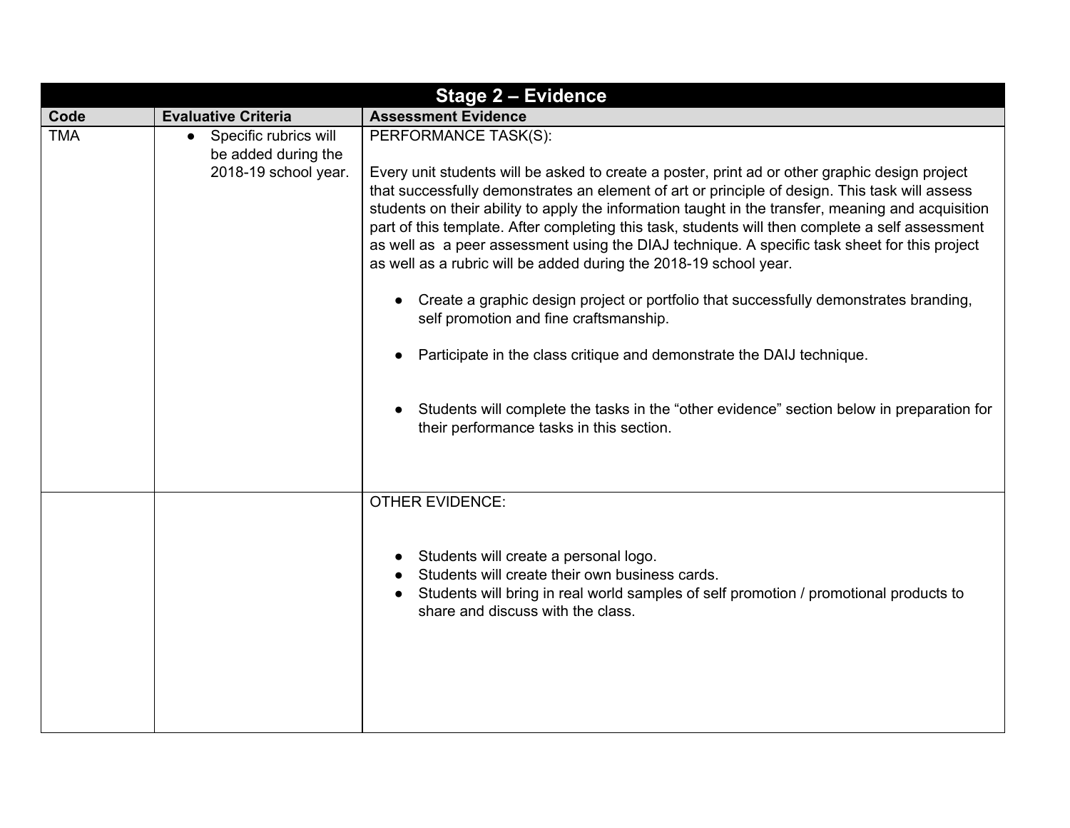| Stage 2 – Evidence | | |
|---|---|---|
| **Code** | **Evaluative Criteria** | **Assessment Evidence** |
| TMA | • Specific rubrics will be added during the 2018-19 school year. | PERFORMANCE TASK(S):<br><br>Every unit students will be asked to create a poster, print ad or other graphic design project that successfully demonstrates an element of art or principle of design. This task will assess students on their ability to apply the information taught in the transfer, meaning and acquisition part of this template. After completing this task, students will then complete a self assessment as well as a peer assessment using the DIAJ technique. A specific task sheet for this project as well as a rubric will be added during the 2018-19 school year.<br><br>• Create a graphic design project or portfolio that successfully demonstrates branding, self promotion and fine craftsmanship.<br><br>• Participate in the class critique and demonstrate the DAIJ technique.<br><br>• Students will complete the tasks in the "other evidence" section below in preparation for their performance tasks in this section. |
| | | OTHER EVIDENCE:<br><br>• Students will create a personal logo.<br>• Students will create their own business cards.<br>• Students will bring in real world samples of self promotion / promotional products to share and discuss with the class. |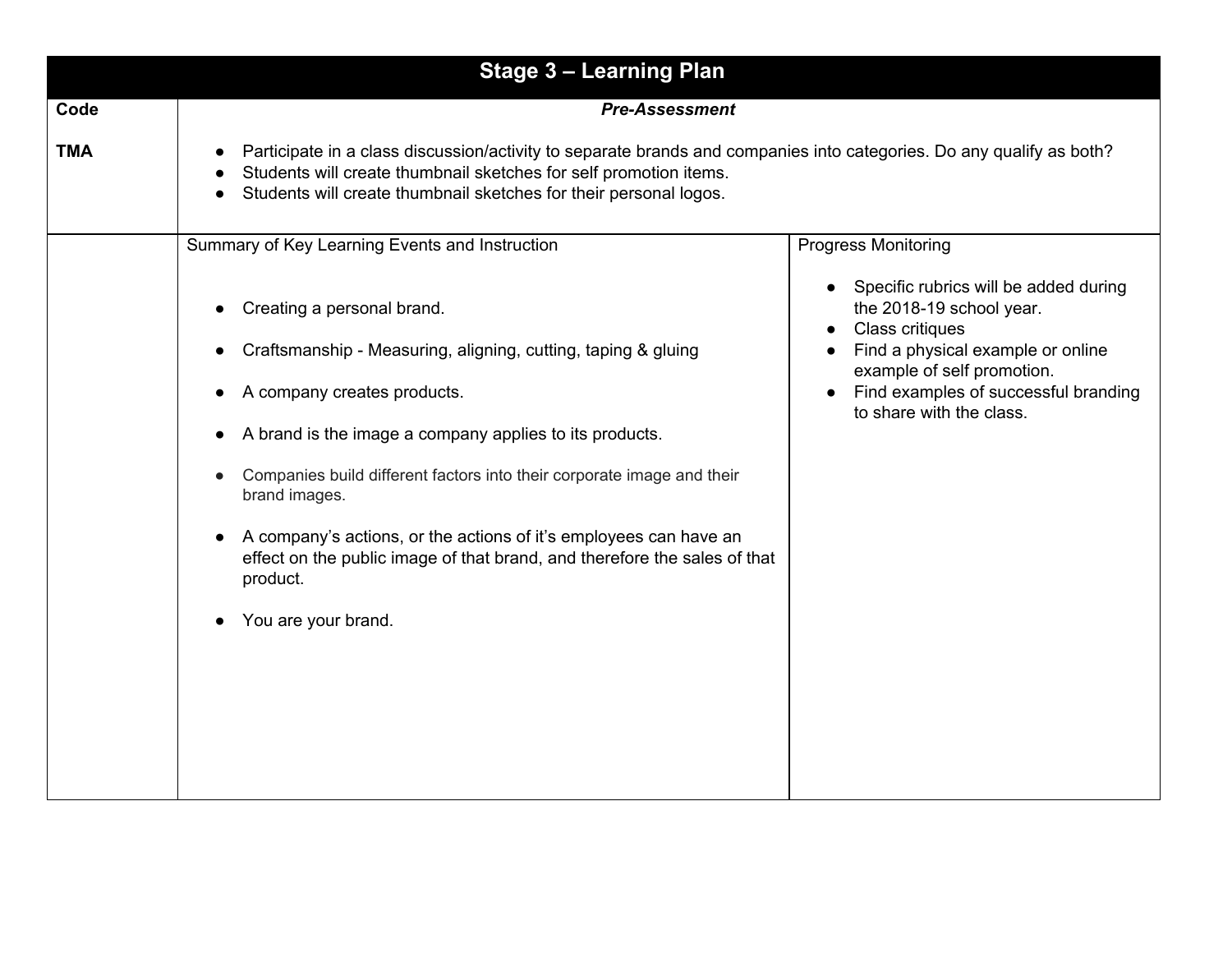| Stage 3 – Learning Plan | | |
|---|---|---|
| **Code** | ***Pre-Assessment*** | |
| **TMA** | • Participate in a class discussion/activity to separate brands and companies into categories. Do any qualify as both?<br>• Students will create thumbnail sketches for self promotion items.<br>• Students will create thumbnail sketches for their personal logos. | |
| | Summary of Key Learning Events and Instruction<br><br>• Creating a personal brand.<br>• Craftsmanship - Measuring, aligning, cutting, taping & gluing<br>• A company creates products.<br>• A brand is the image a company applies to its products.<br>• Companies build different factors into their corporate image and their brand images.<br>• A company's actions, or the actions of it's employees can have an effect on the public image of that brand, and therefore the sales of that product.<br>• You are your brand. | Progress Monitoring<br><br>• Specific rubrics will be added during the 2018-19 school year.<br>• Class critiques<br>• Find a physical example or online example of self promotion.<br>• Find examples of successful branding to share with the class. |